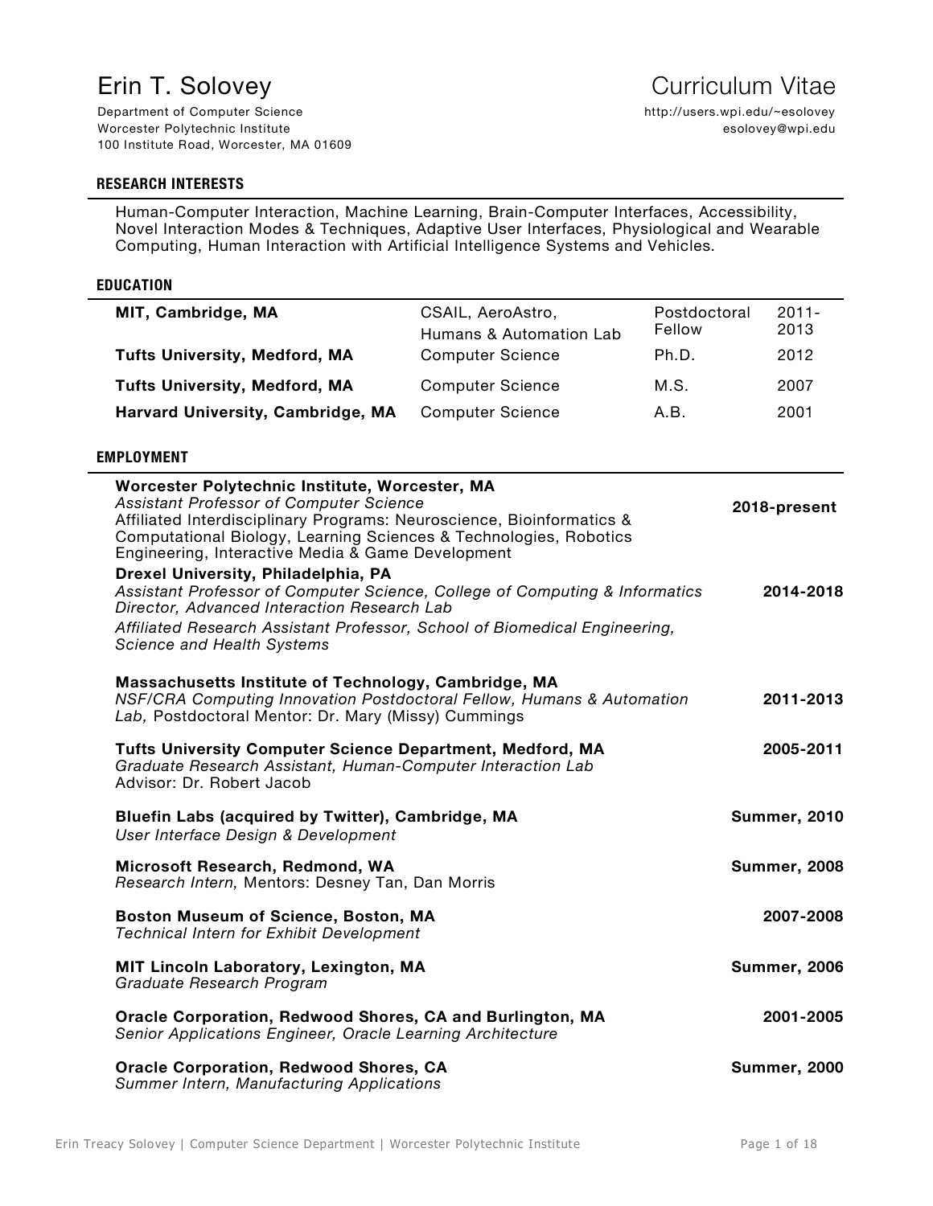# Erin T. Solovey

Department of Computer Science
Worcester Polytechnic Institute
100 Institute Road, Worcester, MA 01609

**Curriculum Vitae**

http://users.wpi.edu/~esolovey
esolovey@wpi.edu

## RESEARCH INTERESTS

Human-Computer Interaction, Machine Learning, Brain-Computer Interfaces, Accessibility, Novel Interaction Modes & Techniques, Adaptive User Interfaces, Physiological and Wearable Computing, Human Interaction with Artificial Intelligence Systems and Vehicles.

## EDUCATION

| | | | |
|---|---|---|---|
| **MIT, Cambridge, MA** | CSAIL, AeroAstro, Humans & Automation Lab | Postdoctoral Fellow | 2011-2013 |
| **Tufts University, Medford, MA** | Computer Science | Ph.D. | 2012 |
| **Tufts University, Medford, MA** | Computer Science | M.S. | 2007 |
| **Harvard University, Cambridge, MA** | Computer Science | A.B. | 2001 |

## EMPLOYMENT

**Worcester Polytechnic Institute, Worcester, MA** — **2018-present**
*Assistant Professor of Computer Science*
Affiliated Interdisciplinary Programs: Neuroscience, Bioinformatics & Computational Biology, Learning Sciences & Technologies, Robotics Engineering, Interactive Media & Game Development

**Drexel University, Philadelphia, PA** — **2014-2018**
*Assistant Professor of Computer Science, College of Computing & Informatics*
*Director, Advanced Interaction Research Lab*
*Affiliated Research Assistant Professor, School of Biomedical Engineering, Science and Health Systems*

**Massachusetts Institute of Technology, Cambridge, MA** — **2011-2013**
*NSF/CRA Computing Innovation Postdoctoral Fellow, Humans & Automation Lab,* Postdoctoral Mentor: Dr. Mary (Missy) Cummings

**Tufts University Computer Science Department, Medford, MA** — **2005-2011**
*Graduate Research Assistant, Human-Computer Interaction Lab*
Advisor: Dr. Robert Jacob

**Bluefin Labs (acquired by Twitter), Cambridge, MA** — **Summer, 2010**
*User Interface Design & Development*

**Microsoft Research, Redmond, WA** — **Summer, 2008**
*Research Intern,* Mentors: Desney Tan, Dan Morris

**Boston Museum of Science, Boston, MA** — **2007-2008**
*Technical Intern for Exhibit Development*

**MIT Lincoln Laboratory, Lexington, MA** — **Summer, 2006**
*Graduate Research Program*

**Oracle Corporation, Redwood Shores, CA and Burlington, MA** — **2001-2005**
*Senior Applications Engineer, Oracle Learning Architecture*

**Oracle Corporation, Redwood Shores, CA** — **Summer, 2000**
*Summer Intern, Manufacturing Applications*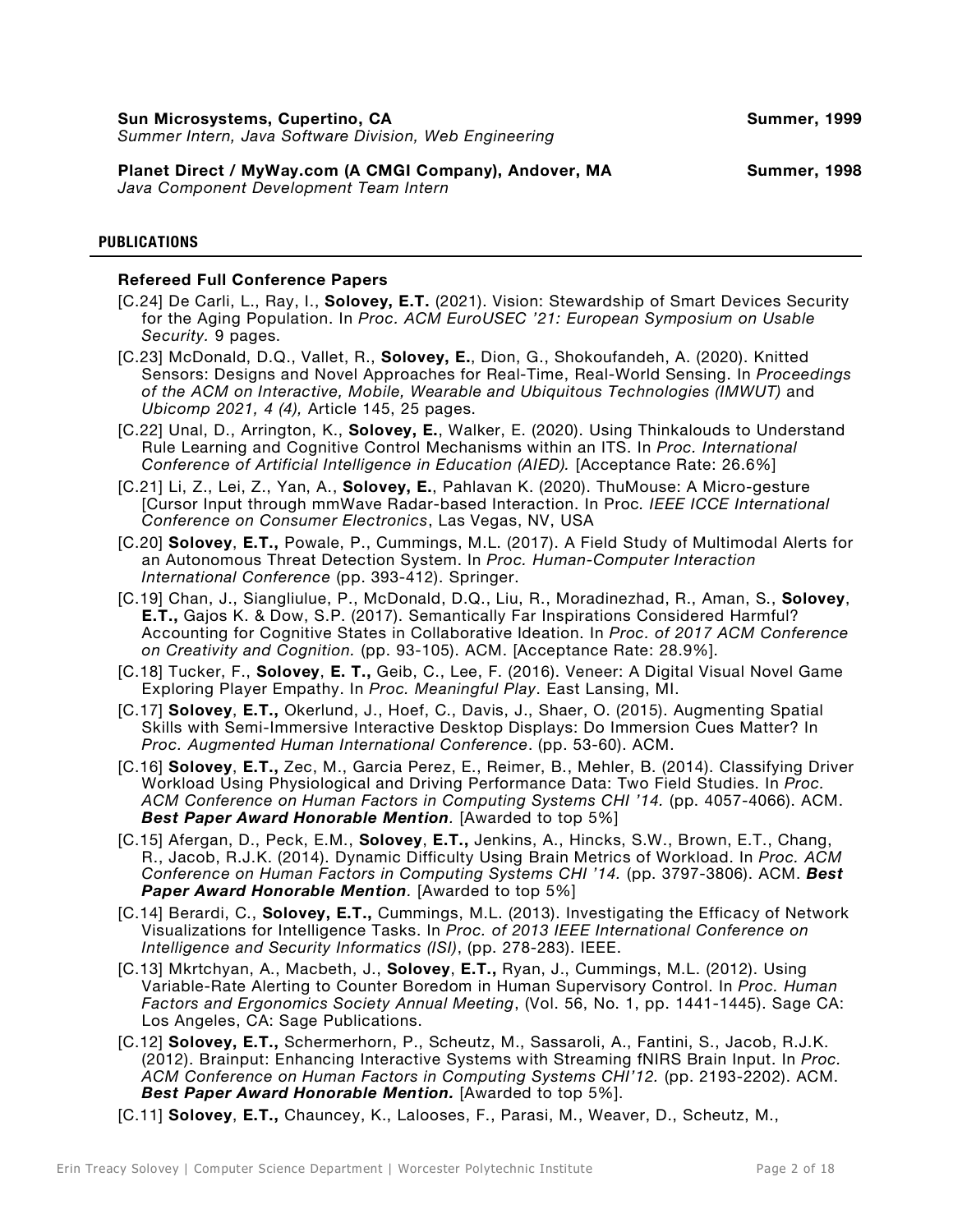**Sun Microsystems, Cupertino, CA** **Summer, 1999**
*Summer Intern, Java Software Division, Web Engineering*

**Planet Direct / MyWay.com (A CMGI Company), Andover, MA** **Summer, 1998**
*Java Component Development Team Intern*

## PUBLICATIONS

### Refereed Full Conference Papers

[C.24] De Carli, L., Ray, I., **Solovey, E.T.** (2021). Vision: Stewardship of Smart Devices Security for the Aging Population. In *Proc. ACM EuroUSEC '21: European Symposium on Usable Security.* 9 pages.

[C.23] McDonald, D.Q., Vallet, R., **Solovey, E.**, Dion, G., Shokoufandeh, A. (2020). Knitted Sensors: Designs and Novel Approaches for Real-Time, Real-World Sensing. In *Proceedings of the ACM on Interactive, Mobile, Wearable and Ubiquitous Technologies (IMWUT)* and *Ubicomp 2021, 4 (4),* Article 145, 25 pages.

[C.22] Unal, D., Arrington, K., **Solovey, E.**, Walker, E. (2020). Using Thinkalouds to Understand Rule Learning and Cognitive Control Mechanisms within an ITS. In *Proc. International Conference of Artificial Intelligence in Education (AIED).* [Acceptance Rate: 26.6%]

[C.21] Li, Z., Lei, Z., Yan, A., **Solovey, E.**, Pahlavan K. (2020). ThuMouse: A Micro-gesture [Cursor Input through mmWave Radar-based Interaction. In Proc. *IEEE ICCE International Conference on Consumer Electronics*, Las Vegas, NV, USA

[C.20] **Solovey**, **E.T.,** Powale, P., Cummings, M.L. (2017). A Field Study of Multimodal Alerts for an Autonomous Threat Detection System. In *Proc. Human-Computer Interaction International Conference* (pp. 393-412). Springer.

[C.19] Chan, J., Siangliulue, P., McDonald, D.Q., Liu, R., Moradinezhad, R., Aman, S., **Solovey**, **E.T.,** Gajos K. & Dow, S.P. (2017). Semantically Far Inspirations Considered Harmful? Accounting for Cognitive States in Collaborative Ideation. In *Proc. of 2017 ACM Conference on Creativity and Cognition.* (pp. 93-105). ACM. [Acceptance Rate: 28.9%].

[C.18] Tucker, F., **Solovey**, **E. T.,** Geib, C., Lee, F. (2016). Veneer: A Digital Visual Novel Game Exploring Player Empathy. In *Proc. Meaningful Play*. East Lansing, MI.

[C.17] **Solovey**, **E.T.,** Okerlund, J., Hoef, C., Davis, J., Shaer, O. (2015). Augmenting Spatial Skills with Semi-Immersive Interactive Desktop Displays: Do Immersion Cues Matter? In *Proc. Augmented Human International Conference*. (pp. 53-60). ACM.

[C.16] **Solovey**, **E.T.,** Zec, M., Garcia Perez, E., Reimer, B., Mehler, B. (2014). Classifying Driver Workload Using Physiological and Driving Performance Data: Two Field Studies. In *Proc. ACM Conference on Human Factors in Computing Systems CHI '14.* (pp. 4057-4066). ACM. ***Best Paper Award Honorable Mention***. [Awarded to top 5%]

[C.15] Afergan, D., Peck, E.M., **Solovey**, **E.T.,** Jenkins, A., Hincks, S.W., Brown, E.T., Chang, R., Jacob, R.J.K. (2014). Dynamic Difficulty Using Brain Metrics of Workload. In *Proc. ACM Conference on Human Factors in Computing Systems CHI '14.* (pp. 3797-3806). ACM. ***Best Paper Award Honorable Mention***. [Awarded to top 5%]

[C.14] Berardi, C., **Solovey, E.T.,** Cummings, M.L. (2013). Investigating the Efficacy of Network Visualizations for Intelligence Tasks. In *Proc. of 2013 IEEE International Conference on Intelligence and Security Informatics (ISI)*, (pp. 278-283). IEEE.

[C.13] Mkrtchyan, A., Macbeth, J., **Solovey**, **E.T.,** Ryan, J., Cummings, M.L. (2012). Using Variable-Rate Alerting to Counter Boredom in Human Supervisory Control. In *Proc. Human Factors and Ergonomics Society Annual Meeting*, (Vol. 56, No. 1, pp. 1441-1445). Sage CA: Los Angeles, CA: Sage Publications.

[C.12] **Solovey, E.T.,** Schermerhorn, P., Scheutz, M., Sassaroli, A., Fantini, S., Jacob, R.J.K. (2012). Brainput: Enhancing Interactive Systems with Streaming fNIRS Brain Input. In *Proc. ACM Conference on Human Factors in Computing Systems CHI'12.* (pp. 2193-2202). ACM. ***Best Paper Award Honorable Mention.*** [Awarded to top 5%].

[C.11] **Solovey**, **E.T.,** Chauncey, K., Lalooses, F., Parasi, M., Weaver, D., Scheutz, M.,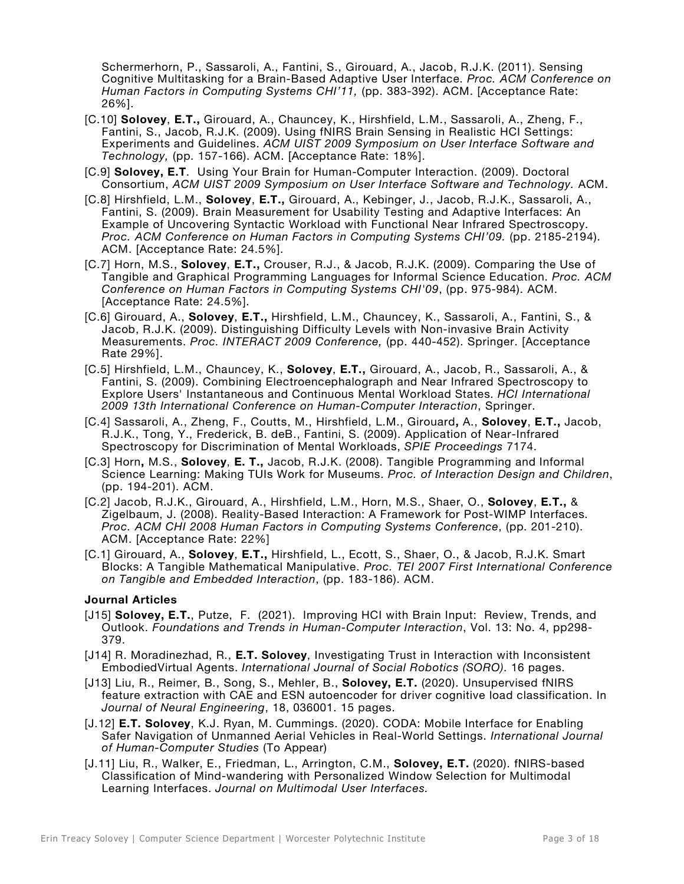Schermerhorn, P., Sassaroli, A., Fantini, S., Girouard, A., Jacob, R.J.K. (2011). Sensing Cognitive Multitasking for a Brain-Based Adaptive User Interface. *Proc. ACM Conference on Human Factors in Computing Systems CHI'11,* (pp. 383-392). ACM. [Acceptance Rate: 26%].

- [C.10] **Solovey**, **E.T.,** Girouard, A., Chauncey, K., Hirshfield, L.M., Sassaroli, A., Zheng, F., Fantini, S., Jacob, R.J.K. (2009). Using fNIRS Brain Sensing in Realistic HCI Settings: Experiments and Guidelines. *ACM UIST 2009 Symposium on User Interface Software and Technology,* (pp. 157-166). ACM. [Acceptance Rate: 18%].
- [C.9] **Solovey, E.T**. Using Your Brain for Human-Computer Interaction. (2009). Doctoral Consortium, *ACM UIST 2009 Symposium on User Interface Software and Technology.* ACM.
- [C.8] Hirshfield, L.M., **Solovey**, **E.T.,** Girouard, A., Kebinger, J., Jacob, R.J.K., Sassaroli, A., Fantini, S. (2009). Brain Measurement for Usability Testing and Adaptive Interfaces: An Example of Uncovering Syntactic Workload with Functional Near Infrared Spectroscopy. *Proc. ACM Conference on Human Factors in Computing Systems CHI'09.* (pp. 2185-2194). ACM. [Acceptance Rate: 24.5%].
- [C.7] Horn, M.S., **Solovey**, **E.T.,** Crouser, R.J., & Jacob, R.J.K. (2009). Comparing the Use of Tangible and Graphical Programming Languages for Informal Science Education. *Proc. ACM Conference on Human Factors in Computing Systems CHI'09*, (pp. 975-984). ACM. [Acceptance Rate: 24.5%].
- [C.6] Girouard, A., **Solovey**, **E.T.,** Hirshfield, L.M., Chauncey, K., Sassaroli, A., Fantini, S., & Jacob, R.J.K. (2009). Distinguishing Difficulty Levels with Non-invasive Brain Activity Measurements. *Proc. INTERACT 2009 Conference,* (pp. 440-452). Springer. [Acceptance Rate 29%].
- [C.5] Hirshfield, L.M., Chauncey, K., **Solovey**, **E.T.,** Girouard, A., Jacob, R., Sassaroli, A., & Fantini, S. (2009). Combining Electroencephalograph and Near Infrared Spectroscopy to Explore Users' Instantaneous and Continuous Mental Workload States. *HCI International 2009 13th International Conference on Human-Computer Interaction*, Springer.
- [C.4] Sassaroli, A., Zheng, F., Coutts, M., Hirshfield, L.M., Girouard**,** A., **Solovey**, **E.T.,** Jacob, R.J.K., Tong, Y., Frederick, B. deB., Fantini, S. (2009). Application of Near-Infrared Spectroscopy for Discrimination of Mental Workloads, *SPIE Proceedings* 7174.
- [C.3] Horn**,** M.S., **Solovey**, **E. T.,** Jacob, R.J.K. (2008). Tangible Programming and Informal Science Learning: Making TUIs Work for Museums. *Proc. of Interaction Design and Children*, (pp. 194-201). ACM.
- [C.2] Jacob, R.J.K., Girouard, A., Hirshfield, L.M., Horn, M.S., Shaer, O., **Solovey**, **E.T.,** & Zigelbaum, J. (2008). Reality-Based Interaction: A Framework for Post-WIMP Interfaces. *Proc. ACM CHI 2008 Human Factors in Computing Systems Conference*, (pp. 201-210). ACM. [Acceptance Rate: 22%]
- [C.1] Girouard, A., **Solovey**, **E.T.,** Hirshfield, L., Ecott, S., Shaer, O., & Jacob, R.J.K. Smart Blocks: A Tangible Mathematical Manipulative. *Proc. TEI 2007 First International Conference on Tangible and Embedded Interaction*, (pp. 183-186). ACM.

**Journal Articles**

- [J15] **Solovey, E.T.**, Putze, F. (2021). Improving HCI with Brain Input: Review, Trends, and Outlook. *Foundations and Trends in Human-Computer Interaction*, Vol. 13: No. 4, pp298-379.
- [J14] R. Moradinezhad, R., **E.T. Solovey**, Investigating Trust in Interaction with Inconsistent EmbodiedVirtual Agents. *International Journal of Social Robotics (SORO)*. 16 pages.
- [J13] Liu, R., Reimer, B., Song, S., Mehler, B., **Solovey, E.T.** (2020). Unsupervised fNIRS feature extraction with CAE and ESN autoencoder for driver cognitive load classification. In *Journal of Neural Engineering*, 18, 036001. 15 pages.
- [J.12] **E.T. Solovey**, K.J. Ryan, M. Cummings. (2020). CODA: Mobile Interface for Enabling Safer Navigation of Unmanned Aerial Vehicles in Real-World Settings. *International Journal of Human-Computer Studies* (To Appear)
- [J.11] Liu, R., Walker, E., Friedman, L., Arrington, C.M., **Solovey, E.T.** (2020). fNIRS-based Classification of Mind-wandering with Personalized Window Selection for Multimodal Learning Interfaces. *Journal on Multimodal User Interfaces.*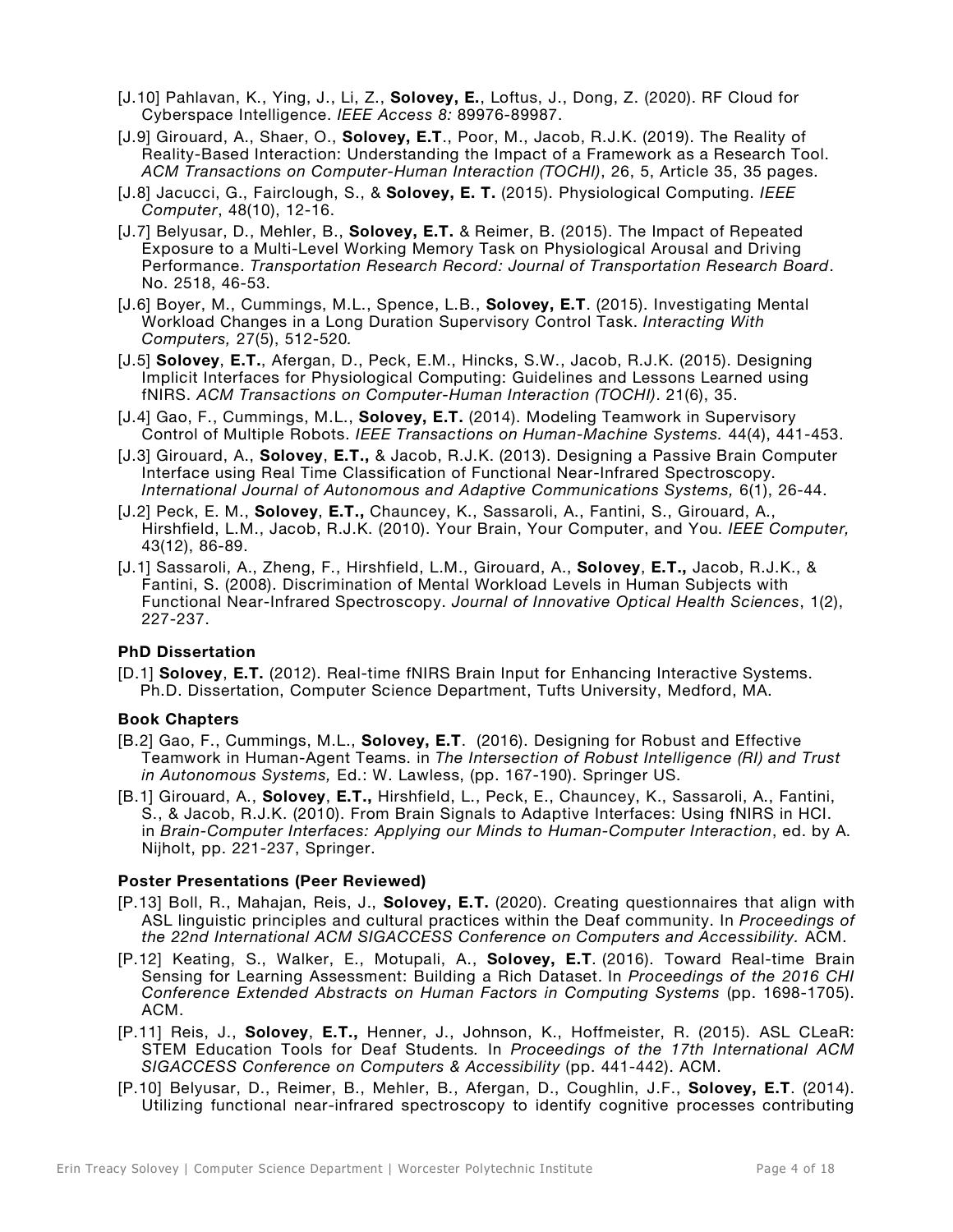[J.10] Pahlavan, K., Ying, J., Li, Z., **Solovey, E.**, Loftus, J., Dong, Z. (2020). RF Cloud for Cyberspace Intelligence. *IEEE Access 8:* 89976-89987.

[J.9] Girouard, A., Shaer, O., **Solovey, E.T**., Poor, M., Jacob, R.J.K. (2019). The Reality of Reality-Based Interaction: Understanding the Impact of a Framework as a Research Tool. *ACM Transactions on Computer-Human Interaction (TOCHI)*, 26, 5, Article 35, 35 pages.

[J.8] Jacucci, G., Fairclough, S., & **Solovey, E. T.** (2015). Physiological Computing. *IEEE Computer*, 48(10), 12-16.

[J.7] Belyusar, D., Mehler, B., **Solovey, E.T.** & Reimer, B. (2015). The Impact of Repeated Exposure to a Multi-Level Working Memory Task on Physiological Arousal and Driving Performance. *Transportation Research Record: Journal of Transportation Research Board*. No. 2518, 46-53.

[J.6] Boyer, M., Cummings, M.L., Spence, L.B., **Solovey, E.T**. (2015). Investigating Mental Workload Changes in a Long Duration Supervisory Control Task. *Interacting With Computers,* 27(5), 512-520*.*

[J.5] **Solovey**, **E.T.**, Afergan, D., Peck, E.M., Hincks, S.W., Jacob, R.J.K. (2015). Designing Implicit Interfaces for Physiological Computing: Guidelines and Lessons Learned using fNIRS. *ACM Transactions on Computer-Human Interaction (TOCHI)*. 21(6), 35.

[J.4] Gao, F., Cummings, M.L., **Solovey, E.T.** (2014). Modeling Teamwork in Supervisory Control of Multiple Robots. *IEEE Transactions on Human-Machine Systems.* 44(4), 441-453.

[J.3] Girouard, A., **Solovey**, **E.T.,** & Jacob, R.J.K. (2013). Designing a Passive Brain Computer Interface using Real Time Classification of Functional Near-Infrared Spectroscopy. *International Journal of Autonomous and Adaptive Communications Systems,* 6(1), 26-44.

[J.2] Peck, E. M., **Solovey**, **E.T.,** Chauncey, K., Sassaroli, A., Fantini, S., Girouard, A., Hirshfield, L.M., Jacob, R.J.K. (2010). Your Brain, Your Computer, and You. *IEEE Computer,* 43(12), 86-89.

[J.1] Sassaroli, A., Zheng, F., Hirshfield, L.M., Girouard, A., **Solovey**, **E.T.,** Jacob, R.J.K., & Fantini, S. (2008). Discrimination of Mental Workload Levels in Human Subjects with Functional Near-Infrared Spectroscopy. *Journal of Innovative Optical Health Sciences*, 1(2), 227-237.

### PhD Dissertation

[D.1] **Solovey**, **E.T.** (2012). Real-time fNIRS Brain Input for Enhancing Interactive Systems. Ph.D. Dissertation, Computer Science Department, Tufts University, Medford, MA.

### Book Chapters

[B.2] Gao, F., Cummings, M.L., **Solovey, E.T**. (2016). Designing for Robust and Effective Teamwork in Human-Agent Teams. in *The Intersection of Robust Intelligence (RI) and Trust in Autonomous Systems,* Ed.: W. Lawless, (pp. 167-190). Springer US.

[B.1] Girouard, A., **Solovey**, **E.T.,** Hirshfield, L., Peck, E., Chauncey, K., Sassaroli, A., Fantini, S., & Jacob, R.J.K. (2010). From Brain Signals to Adaptive Interfaces: Using fNIRS in HCI. in *Brain-Computer Interfaces: Applying our Minds to Human-Computer Interaction*, ed. by A. Nijholt, pp. 221-237, Springer.

### Poster Presentations (Peer Reviewed)

[P.13] Boll, R., Mahajan, Reis, J., **Solovey, E.T.** (2020). Creating questionnaires that align with ASL linguistic principles and cultural practices within the Deaf community. In *Proceedings of the 22nd International ACM SIGACCESS Conference on Computers and Accessibility.* ACM.

[P.12] Keating, S., Walker, E., Motupali, A., **Solovey, E.T**. (2016). Toward Real-time Brain Sensing for Learning Assessment: Building a Rich Dataset. In *Proceedings of the 2016 CHI Conference Extended Abstracts on Human Factors in Computing Systems* (pp. 1698-1705). ACM.

[P.11] Reis, J., **Solovey**, **E.T.,** Henner, J., Johnson, K., Hoffmeister, R. (2015). ASL CLeaR: STEM Education Tools for Deaf Students*.* In *Proceedings of the 17th International ACM SIGACCESS Conference on Computers & Accessibility* (pp. 441-442). ACM.

[P.10] Belyusar, D., Reimer, B., Mehler, B., Afergan, D., Coughlin, J.F., **Solovey, E.T**. (2014). Utilizing functional near-infrared spectroscopy to identify cognitive processes contributing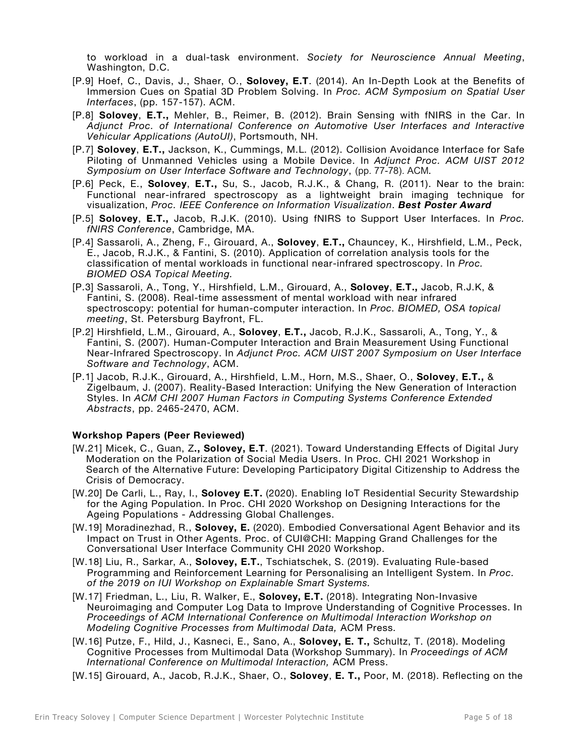to workload in a dual-task environment. *Society for Neuroscience Annual Meeting*, Washington, D.C.

[P.9] Hoef, C., Davis, J., Shaer, O., **Solovey, E.T**. (2014). An In-Depth Look at the Benefits of Immersion Cues on Spatial 3D Problem Solving. In *Proc. ACM Symposium on Spatial User Interfaces*, (pp. 157-157). ACM.

[P.8] **Solovey**, **E.T.,** Mehler, B., Reimer, B. (2012). Brain Sensing with fNIRS in the Car. In *Adjunct Proc. of International Conference on Automotive User Interfaces and Interactive Vehicular Applications (AutoUI)*, Portsmouth, NH.

[P.7] **Solovey**, **E.T.,** Jackson, K., Cummings, M.L. (2012). Collision Avoidance Interface for Safe Piloting of Unmanned Vehicles using a Mobile Device. In *Adjunct Proc. ACM UIST 2012 Symposium on User Interface Software and Technology*, (pp. 77-78). ACM.

[P.6] Peck, E., **Solovey**, **E.T.,** Su, S., Jacob, R.J.K., & Chang, R. (2011). Near to the brain: Functional near-infrared spectroscopy as a lightweight brain imaging technique for visualization, *Proc. IEEE Conference on Information Visualization*. ***Best Poster Award***

[P.5] **Solovey**, **E.T.,** Jacob, R.J.K. (2010). Using fNIRS to Support User Interfaces. In *Proc. fNIRS Conference*, Cambridge, MA.

[P.4] Sassaroli, A., Zheng, F., Girouard, A., **Solovey**, **E.T.,** Chauncey, K., Hirshfield, L.M., Peck, E., Jacob, R.J.K., & Fantini, S. (2010). Application of correlation analysis tools for the classification of mental workloads in functional near-infrared spectroscopy. In *Proc. BIOMED OSA Topical Meeting.*

[P.3] Sassaroli, A., Tong, Y., Hirshfield, L.M., Girouard, A., **Solovey**, **E.T.,** Jacob, R.J.K, & Fantini, S. (2008). Real-time assessment of mental workload with near infrared spectroscopy: potential for human-computer interaction. In *Proc. BIOMED, OSA topical meeting*, St. Petersburg Bayfront, FL.

[P.2] Hirshfield, L.M., Girouard, A., **Solovey**, **E.T.,** Jacob, R.J.K., Sassaroli, A., Tong, Y., & Fantini, S. (2007). Human-Computer Interaction and Brain Measurement Using Functional Near-Infrared Spectroscopy. In *Adjunct Proc. ACM UIST 2007 Symposium on User Interface Software and Technology*, ACM.

[P.1] Jacob, R.J.K., Girouard, A., Hirshfield, L.M., Horn, M.S., Shaer, O., **Solovey**, **E.T.,** & Zigelbaum, J. (2007). Reality-Based Interaction: Unifying the New Generation of Interaction Styles. In *ACM CHI 2007 Human Factors in Computing Systems Conference Extended Abstracts*, pp. 2465-2470, ACM.

### Workshop Papers (Peer Reviewed)

[W.21] Micek, C., Guan, Z**., Solovey, E.T**. (2021). Toward Understanding Effects of Digital Jury Moderation on the Polarization of Social Media Users. In Proc. CHI 2021 Workshop in Search of the Alternative Future: Developing Participatory Digital Citizenship to Address the Crisis of Democracy.

[W.20] De Carli, L., Ray, I., **Solovey E.T.** (2020). Enabling IoT Residential Security Stewardship for the Aging Population. In Proc. CHI 2020 Workshop on Designing Interactions for the Ageing Populations - Addressing Global Challenges.

[W.19] Moradinezhad, R., **Solovey, E.** (2020). Embodied Conversational Agent Behavior and its Impact on Trust in Other Agents. Proc. of CUI@CHI: Mapping Grand Challenges for the Conversational User Interface Community CHI 2020 Workshop.

[W.18] Liu, R., Sarkar, A., **Solovey, E.T.**, Tschiatschek, S. (2019). Evaluating Rule-based Programming and Reinforcement Learning for Personalising an Intelligent System. In *Proc. of the 2019 on IUI Workshop on Explainable Smart Systems.*

[W.17] Friedman, L., Liu, R. Walker, E., **Solovey, E.T.** (2018). Integrating Non-Invasive Neuroimaging and Computer Log Data to Improve Understanding of Cognitive Processes. In *Proceedings of ACM International Conference on Multimodal Interaction Workshop on Modeling Cognitive Processes from Multimodal Data,* ACM Press.

[W.16] Putze, F., Hild, J., Kasneci, E., Sano, A., **Solovey, E. T.,** Schultz, T. (2018). Modeling Cognitive Processes from Multimodal Data (Workshop Summary). In *Proceedings of ACM International Conference on Multimodal Interaction,* ACM Press.

[W.15] Girouard, A., Jacob, R.J.K., Shaer, O., **Solovey**, **E. T.,** Poor, M. (2018). Reflecting on the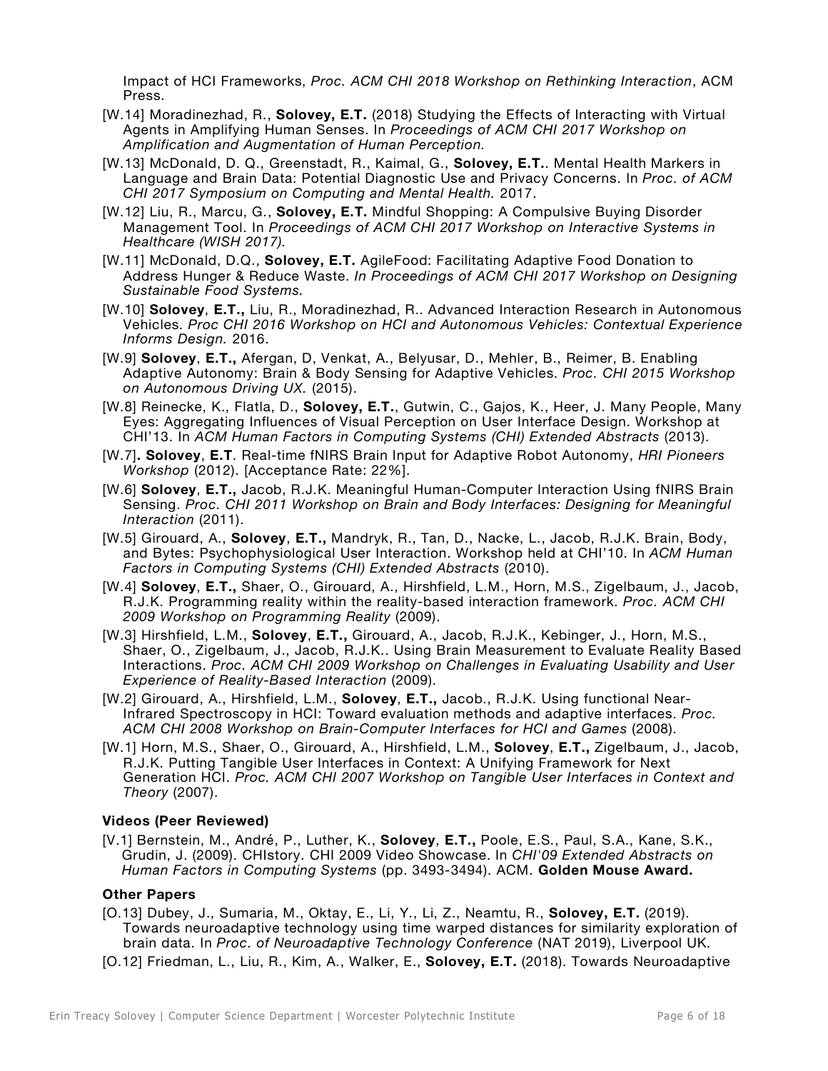Impact of HCI Frameworks, *Proc. ACM CHI 2018 Workshop on Rethinking Interaction*, ACM Press.

[W.14] Moradinezhad, R., **Solovey, E.T.** (2018) Studying the Effects of Interacting with Virtual Agents in Amplifying Human Senses. In *Proceedings of ACM CHI 2017 Workshop on Amplification and Augmentation of Human Perception.*

[W.13] McDonald, D. Q., Greenstadt, R., Kaimal, G., **Solovey, E.T.**. Mental Health Markers in Language and Brain Data: Potential Diagnostic Use and Privacy Concerns. In *Proc. of ACM CHI 2017 Symposium on Computing and Mental Health.* 2017.

[W.12] Liu, R., Marcu, G., **Solovey, E.T.** Mindful Shopping: A Compulsive Buying Disorder Management Tool. In *Proceedings of ACM CHI 2017 Workshop on Interactive Systems in Healthcare (WISH 2017).*

[W.11] McDonald, D.Q., **Solovey, E.T.** AgileFood: Facilitating Adaptive Food Donation to Address Hunger & Reduce Waste. *In Proceedings of ACM CHI 2017 Workshop on Designing Sustainable Food Systems.*

[W.10] **Solovey**, **E.T.,** Liu, R., Moradinezhad, R.. Advanced Interaction Research in Autonomous Vehicles. *Proc CHI 2016 Workshop on HCI and Autonomous Vehicles: Contextual Experience Informs Design.* 2016.

[W.9] **Solovey**, **E.T.,** Afergan, D, Venkat, A., Belyusar, D., Mehler, B., Reimer, B. Enabling Adaptive Autonomy: Brain & Body Sensing for Adaptive Vehicles. *Proc. CHI 2015 Workshop on Autonomous Driving UX.* (2015).

[W.8] Reinecke, K., Flatla, D., **Solovey, E.T.**, Gutwin, C., Gajos, K., Heer, J. Many People, Many Eyes: Aggregating Influences of Visual Perception on User Interface Design. Workshop at CHI'13. In *ACM Human Factors in Computing Systems (CHI) Extended Abstracts* (2013).

[W.7]**. Solovey**, **E.T**. Real-time fNIRS Brain Input for Adaptive Robot Autonomy, *HRI Pioneers Workshop* (2012). [Acceptance Rate: 22%].

[W.6] **Solovey**, **E.T.,** Jacob, R.J.K. Meaningful Human-Computer Interaction Using fNIRS Brain Sensing. *Proc. CHI 2011 Workshop on Brain and Body Interfaces: Designing for Meaningful Interaction* (2011).

[W.5] Girouard, A., **Solovey**, **E.T.,** Mandryk, R., Tan, D., Nacke, L., Jacob, R.J.K. Brain, Body, and Bytes: Psychophysiological User Interaction. Workshop held at CHI'10. In *ACM Human Factors in Computing Systems (CHI) Extended Abstracts* (2010).

[W.4] **Solovey**, **E.T.,** Shaer, O., Girouard, A., Hirshfield, L.M., Horn, M.S., Zigelbaum, J., Jacob, R.J.K. Programming reality within the reality-based interaction framework. *Proc. ACM CHI 2009 Workshop on Programming Reality* (2009).

[W.3] Hirshfield, L.M., **Solovey**, **E.T.,** Girouard, A., Jacob, R.J.K., Kebinger, J., Horn, M.S., Shaer, O., Zigelbaum, J., Jacob, R.J.K.. Using Brain Measurement to Evaluate Reality Based Interactions. *Proc. ACM CHI 2009 Workshop on Challenges in Evaluating Usability and User Experience of Reality-Based Interaction* (2009).

[W.2] Girouard, A., Hirshfield, L.M., **Solovey**, **E.T.,** Jacob., R.J.K. Using functional Near-Infrared Spectroscopy in HCI: Toward evaluation methods and adaptive interfaces. *Proc. ACM CHI 2008 Workshop on Brain-Computer Interfaces for HCI and Games* (2008).

[W.1] Horn, M.S., Shaer, O., Girouard, A., Hirshfield, L.M., **Solovey**, **E.T.,** Zigelbaum, J., Jacob, R.J.K. Putting Tangible User Interfaces in Context: A Unifying Framework for Next Generation HCI. *Proc. ACM CHI 2007 Workshop on Tangible User Interfaces in Context and Theory* (2007).

### Videos (Peer Reviewed)

[V.1] Bernstein, M., André, P., Luther, K., **Solovey**, **E.T.,** Poole, E.S., Paul, S.A., Kane, S.K., Grudin, J. (2009). CHIstory. CHI 2009 Video Showcase. In *CHI'09 Extended Abstracts on Human Factors in Computing Systems* (pp. 3493-3494). ACM. **Golden Mouse Award.**

### Other Papers

[O.13] Dubey, J., Sumaria, M., Oktay, E., Li, Y., Li, Z., Neamtu, R., **Solovey, E.T.** (2019). Towards neuroadaptive technology using time warped distances for similarity exploration of brain data. In *Proc. of Neuroadaptive Technology Conference* (NAT 2019), Liverpool UK.

[O.12] Friedman, L., Liu, R., Kim, A., Walker, E., **Solovey, E.T.** (2018). Towards Neuroadaptive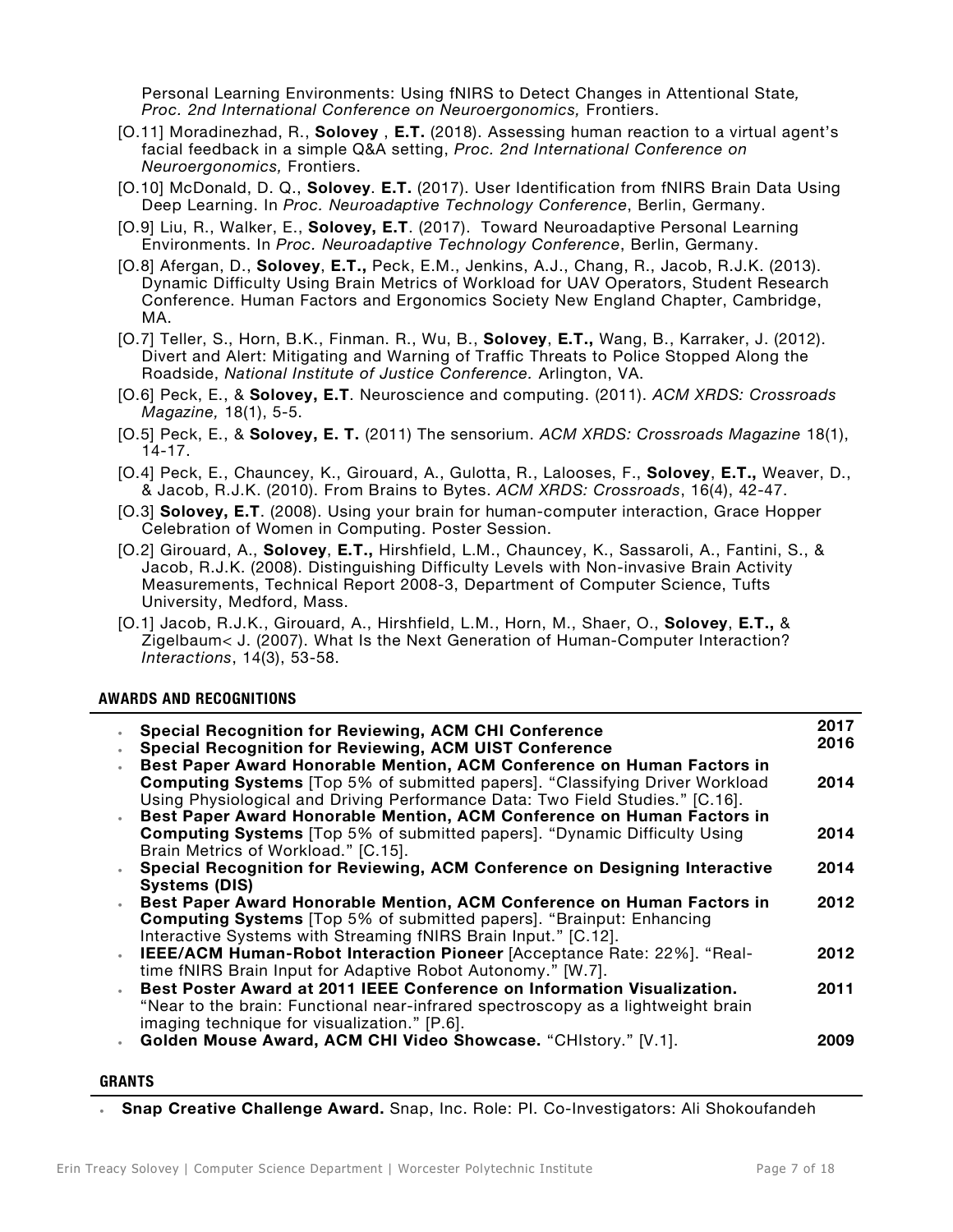Personal Learning Environments: Using fNIRS to Detect Changes in Attentional State*, Proc. 2nd International Conference on Neuroergonomics,* Frontiers.

[O.11] Moradinezhad, R., **Solovey** , **E.T.** (2018). Assessing human reaction to a virtual agent's facial feedback in a simple Q&A setting, *Proc. 2nd International Conference on Neuroergonomics,* Frontiers.

[O.10] McDonald, D. Q., **Solovey**. **E.T.** (2017). User Identification from fNIRS Brain Data Using Deep Learning. In *Proc. Neuroadaptive Technology Conference*, Berlin, Germany.

[O.9] Liu, R., Walker, E., **Solovey, E.T**. (2017). Toward Neuroadaptive Personal Learning Environments. In *Proc. Neuroadaptive Technology Conference*, Berlin, Germany.

[O.8] Afergan, D., **Solovey**, **E.T.,** Peck, E.M., Jenkins, A.J., Chang, R., Jacob, R.J.K. (2013). Dynamic Difficulty Using Brain Metrics of Workload for UAV Operators, Student Research Conference. Human Factors and Ergonomics Society New England Chapter, Cambridge, MA.

[O.7] Teller, S., Horn, B.K., Finman. R., Wu, B., **Solovey**, **E.T.,** Wang, B., Karraker, J. (2012). Divert and Alert: Mitigating and Warning of Traffic Threats to Police Stopped Along the Roadside, *National Institute of Justice Conference.* Arlington, VA.

[O.6] Peck, E., & **Solovey, E.T**. Neuroscience and computing. (2011). *ACM XRDS: Crossroads Magazine,* 18(1), 5-5.

[O.5] Peck, E., & **Solovey, E. T.** (2011) The sensorium. *ACM XRDS: Crossroads Magazine* 18(1), 14-17.

[O.4] Peck, E., Chauncey, K., Girouard, A., Gulotta, R., Lalooses, F., **Solovey**, **E.T.,** Weaver, D., & Jacob, R.J.K. (2010). From Brains to Bytes. *ACM XRDS: Crossroads*, 16(4), 42-47.

[O.3] **Solovey, E.T**. (2008). Using your brain for human-computer interaction, Grace Hopper Celebration of Women in Computing. Poster Session.

[O.2] Girouard, A., **Solovey**, **E.T.,** Hirshfield, L.M., Chauncey, K., Sassaroli, A., Fantini, S., & Jacob, R.J.K. (2008). Distinguishing Difficulty Levels with Non-invasive Brain Activity Measurements, Technical Report 2008-3, Department of Computer Science, Tufts University, Medford, Mass.

[O.1] Jacob, R.J.K., Girouard, A., Hirshfield, L.M., Horn, M., Shaer, O., **Solovey**, **E.T.,** & Zigelbaum< J. (2007). What Is the Next Generation of Human-Computer Interaction? *Interactions*, 14(3), 53-58.

## AWARDS AND RECOGNITIONS

| | |
|---|---|
| • **Special Recognition for Reviewing, ACM CHI Conference** | **2017** |
| • **Special Recognition for Reviewing, ACM UIST Conference** | **2016** |
| • **Best Paper Award Honorable Mention, ACM Conference on Human Factors in Computing Systems** [Top 5% of submitted papers]. "Classifying Driver Workload Using Physiological and Driving Performance Data: Two Field Studies." [C.16]. | **2014** |
| • **Best Paper Award Honorable Mention, ACM Conference on Human Factors in Computing Systems** [Top 5% of submitted papers]. "Dynamic Difficulty Using Brain Metrics of Workload." [C.15]. | **2014** |
| • **Special Recognition for Reviewing, ACM Conference on Designing Interactive Systems (DIS)** | **2014** |
| • **Best Paper Award Honorable Mention, ACM Conference on Human Factors in Computing Systems** [Top 5% of submitted papers]. "Brainput: Enhancing Interactive Systems with Streaming fNIRS Brain Input." [C.12]. | **2012** |
| • **IEEE/ACM Human-Robot Interaction Pioneer** [Acceptance Rate: 22%]. "Real-time fNIRS Brain Input for Adaptive Robot Autonomy." [W.7]. | **2012** |
| • **Best Poster Award at 2011 IEEE Conference on Information Visualization.** "Near to the brain: Functional near-infrared spectroscopy as a lightweight brain imaging technique for visualization." [P.6]. | **2011** |
| • **Golden Mouse Award, ACM CHI Video Showcase.** "CHIstory." [V.1]. | **2009** |

## GRANTS

- **Snap Creative Challenge Award.** Snap, Inc. Role: PI. Co-Investigators: Ali Shokoufandeh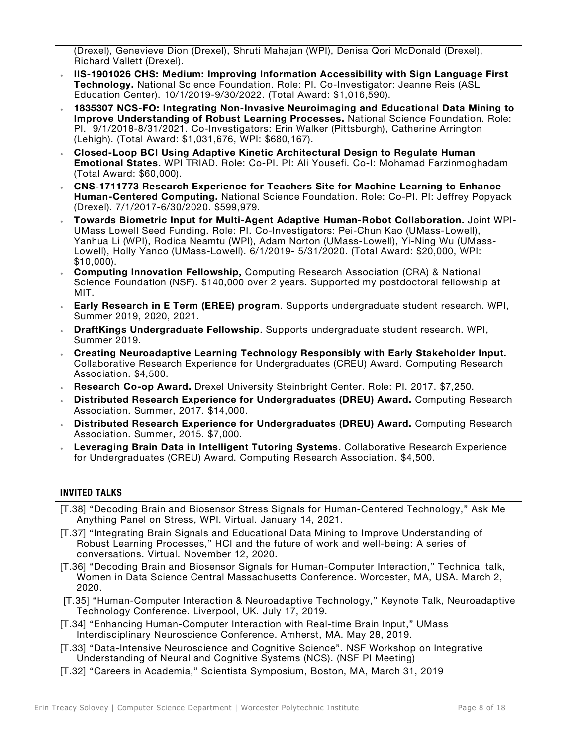(Drexel), Genevieve Dion (Drexel), Shruti Mahajan (WPI), Denisa Qori McDonald (Drexel), Richard Vallett (Drexel).

- **IIS-1901026 CHS: Medium: Improving Information Accessibility with Sign Language First Technology.** National Science Foundation. Role: PI. Co-Investigator: Jeanne Reis (ASL Education Center). 10/1/2019-9/30/2022. (Total Award: $1,016,590).
- **1835307 NCS-FO: Integrating Non-Invasive Neuroimaging and Educational Data Mining to Improve Understanding of Robust Learning Processes.** National Science Foundation. Role: PI. 9/1/2018-8/31/2021. Co-Investigators: Erin Walker (Pittsburgh), Catherine Arrington (Lehigh). (Total Award: $1,031,676, WPI: $680,167).
- **Closed-Loop BCI Using Adaptive Kinetic Architectural Design to Regulate Human Emotional States.** WPI TRIAD. Role: Co-PI. PI: Ali Yousefi. Co-I: Mohamad Farzinmoghadam (Total Award: $60,000).
- **CNS-1711773 Research Experience for Teachers Site for Machine Learning to Enhance Human-Centered Computing.** National Science Foundation. Role: Co-PI. PI: Jeffrey Popyack (Drexel). 7/1/2017-6/30/2020. $599,979.
- **Towards Biometric Input for Multi-Agent Adaptive Human-Robot Collaboration.** Joint WPI-UMass Lowell Seed Funding. Role: PI. Co-Investigators: Pei-Chun Kao (UMass-Lowell), Yanhua Li (WPI), Rodica Neamtu (WPI), Adam Norton (UMass-Lowell), Yi-Ning Wu (UMass-Lowell), Holly Yanco (UMass-Lowell). 6/1/2019- 5/31/2020. (Total Award: $20,000, WPI: $10,000).
- **Computing Innovation Fellowship,** Computing Research Association (CRA) & National Science Foundation (NSF). $140,000 over 2 years. Supported my postdoctoral fellowship at MIT.
- **Early Research in E Term (EREE) program**. Supports undergraduate student research. WPI, Summer 2019, 2020, 2021.
- **DraftKings Undergraduate Fellowship**. Supports undergraduate student research. WPI, Summer 2019.
- **Creating Neuroadaptive Learning Technology Responsibly with Early Stakeholder Input.** Collaborative Research Experience for Undergraduates (CREU) Award. Computing Research Association. $4,500.
- **Research Co-op Award.** Drexel University Steinbright Center. Role: PI. 2017. $7,250.
- **Distributed Research Experience for Undergraduates (DREU) Award.** Computing Research Association. Summer, 2017. $14,000.
- **Distributed Research Experience for Undergraduates (DREU) Award.** Computing Research Association. Summer, 2015. $7,000.
- **Leveraging Brain Data in Intelligent Tutoring Systems.** Collaborative Research Experience for Undergraduates (CREU) Award. Computing Research Association. $4,500.

## INVITED TALKS

[T.38] “Decoding Brain and Biosensor Stress Signals for Human-Centered Technology,” Ask Me Anything Panel on Stress, WPI. Virtual. January 14, 2021.

[T.37] “Integrating Brain Signals and Educational Data Mining to Improve Understanding of Robust Learning Processes,” HCI and the future of work and well-being: A series of conversations. Virtual. November 12, 2020.

[T.36] “Decoding Brain and Biosensor Signals for Human-Computer Interaction,” Technical talk, Women in Data Science Central Massachusetts Conference. Worcester, MA, USA. March 2, 2020.

[T.35] “Human-Computer Interaction & Neuroadaptive Technology,” Keynote Talk, Neuroadaptive Technology Conference. Liverpool, UK. July 17, 2019.

[T.34] “Enhancing Human-Computer Interaction with Real-time Brain Input,” UMass Interdisciplinary Neuroscience Conference. Amherst, MA. May 28, 2019.

[T.33] “Data-Intensive Neuroscience and Cognitive Science”. NSF Workshop on Integrative Understanding of Neural and Cognitive Systems (NCS). (NSF PI Meeting)

[T.32] “Careers in Academia,” Scientista Symposium, Boston, MA, March 31, 2019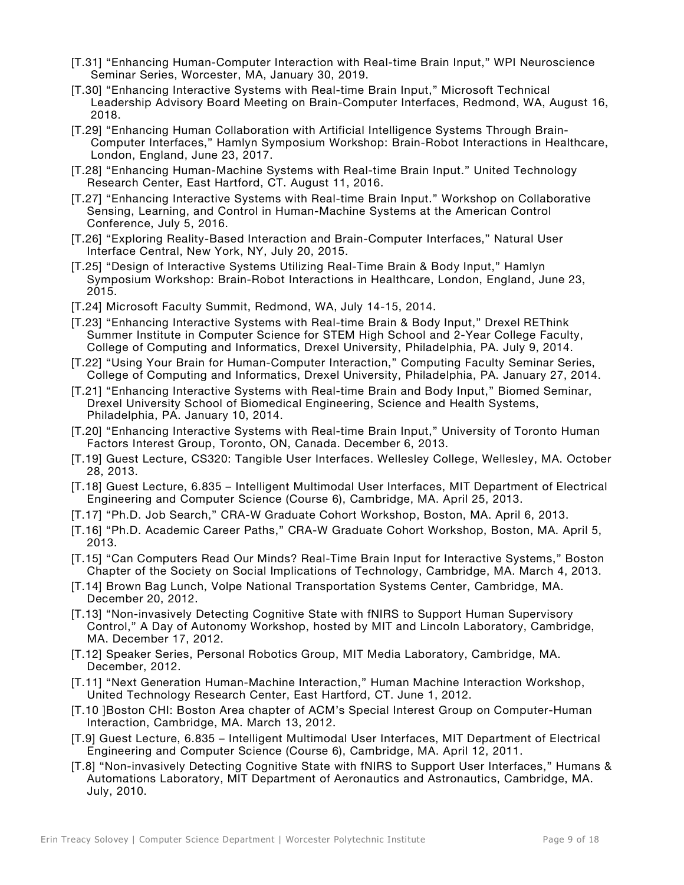[T.31] "Enhancing Human-Computer Interaction with Real-time Brain Input," WPI Neuroscience Seminar Series, Worcester, MA, January 30, 2019.

[T.30] "Enhancing Interactive Systems with Real-time Brain Input," Microsoft Technical Leadership Advisory Board Meeting on Brain-Computer Interfaces, Redmond, WA, August 16, 2018.

[T.29] "Enhancing Human Collaboration with Artificial Intelligence Systems Through Brain-Computer Interfaces," Hamlyn Symposium Workshop: Brain-Robot Interactions in Healthcare, London, England, June 23, 2017.

[T.28] "Enhancing Human-Machine Systems with Real-time Brain Input." United Technology Research Center, East Hartford, CT. August 11, 2016.

[T.27] "Enhancing Interactive Systems with Real-time Brain Input." Workshop on Collaborative Sensing, Learning, and Control in Human-Machine Systems at the American Control Conference, July 5, 2016.

[T.26] "Exploring Reality-Based Interaction and Brain-Computer Interfaces," Natural User Interface Central, New York, NY, July 20, 2015.

[T.25] "Design of Interactive Systems Utilizing Real-Time Brain & Body Input," Hamlyn Symposium Workshop: Brain-Robot Interactions in Healthcare, London, England, June 23, 2015.

[T.24] Microsoft Faculty Summit, Redmond, WA, July 14-15, 2014.

[T.23] "Enhancing Interactive Systems with Real-time Brain & Body Input," Drexel REThink Summer Institute in Computer Science for STEM High School and 2-Year College Faculty, College of Computing and Informatics, Drexel University, Philadelphia, PA. July 9, 2014.

[T.22] "Using Your Brain for Human-Computer Interaction," Computing Faculty Seminar Series, College of Computing and Informatics, Drexel University, Philadelphia, PA. January 27, 2014.

[T.21] "Enhancing Interactive Systems with Real-time Brain and Body Input," Biomed Seminar, Drexel University School of Biomedical Engineering, Science and Health Systems, Philadelphia, PA. January 10, 2014.

[T.20] "Enhancing Interactive Systems with Real-time Brain Input," University of Toronto Human Factors Interest Group, Toronto, ON, Canada. December 6, 2013.

[T.19] Guest Lecture, CS320: Tangible User Interfaces. Wellesley College, Wellesley, MA. October 28, 2013.

[T.18] Guest Lecture, 6.835 – Intelligent Multimodal User Interfaces, MIT Department of Electrical Engineering and Computer Science (Course 6), Cambridge, MA. April 25, 2013.

[T.17] "Ph.D. Job Search," CRA-W Graduate Cohort Workshop, Boston, MA. April 6, 2013.

[T.16] "Ph.D. Academic Career Paths," CRA-W Graduate Cohort Workshop, Boston, MA. April 5, 2013.

[T.15] "Can Computers Read Our Minds? Real-Time Brain Input for Interactive Systems," Boston Chapter of the Society on Social Implications of Technology, Cambridge, MA. March 4, 2013.

[T.14] Brown Bag Lunch, Volpe National Transportation Systems Center, Cambridge, MA. December 20, 2012.

[T.13] "Non-invasively Detecting Cognitive State with fNIRS to Support Human Supervisory Control," A Day of Autonomy Workshop, hosted by MIT and Lincoln Laboratory, Cambridge, MA. December 17, 2012.

[T.12] Speaker Series, Personal Robotics Group, MIT Media Laboratory, Cambridge, MA. December, 2012.

[T.11] "Next Generation Human-Machine Interaction," Human Machine Interaction Workshop, United Technology Research Center, East Hartford, CT. June 1, 2012.

[T.10 ]Boston CHI: Boston Area chapter of ACM's Special Interest Group on Computer-Human Interaction, Cambridge, MA. March 13, 2012.

[T.9] Guest Lecture, 6.835 – Intelligent Multimodal User Interfaces, MIT Department of Electrical Engineering and Computer Science (Course 6), Cambridge, MA. April 12, 2011.

[T.8] "Non-invasively Detecting Cognitive State with fNIRS to Support User Interfaces," Humans & Automations Laboratory, MIT Department of Aeronautics and Astronautics, Cambridge, MA. July, 2010.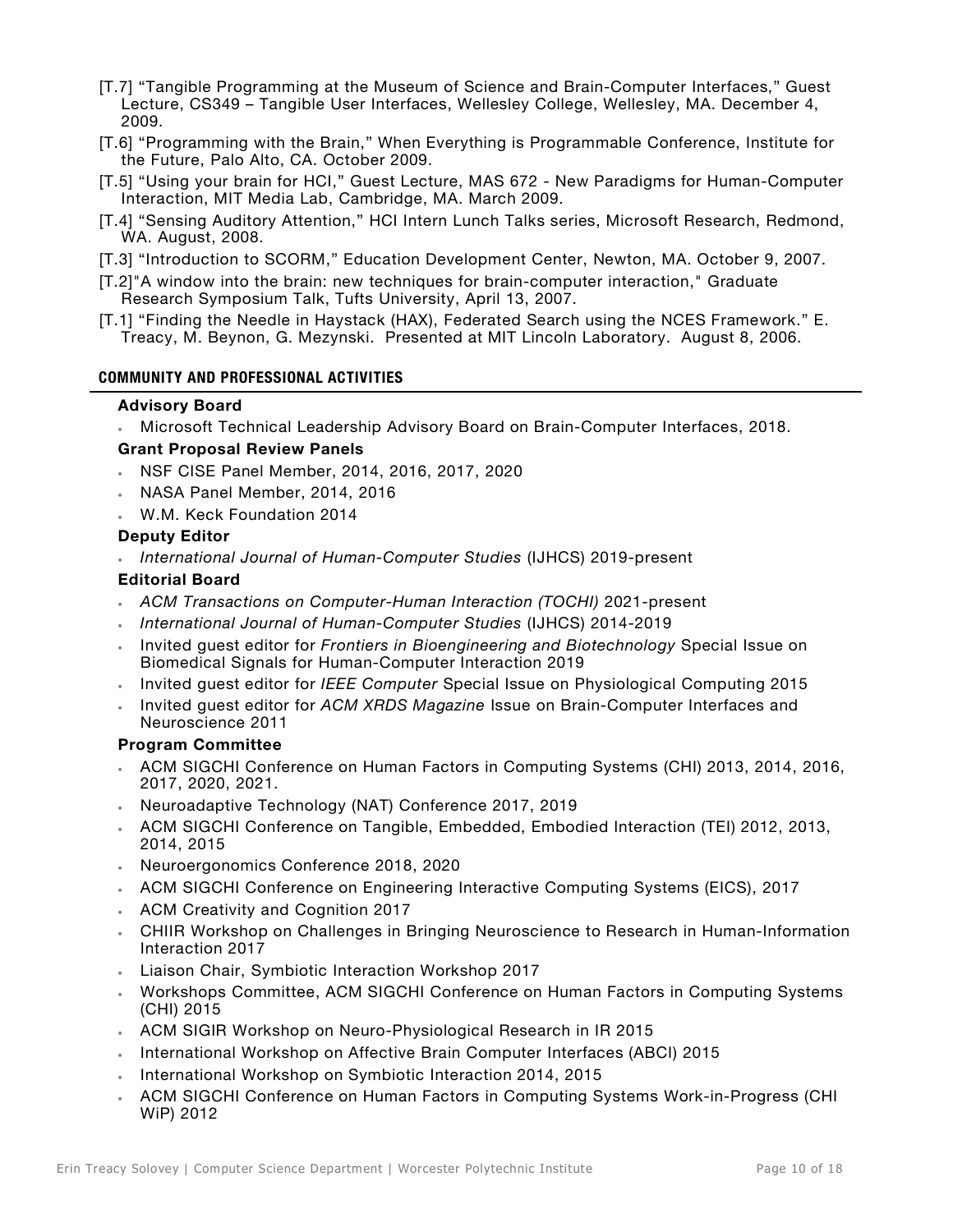[T.7] "Tangible Programming at the Museum of Science and Brain-Computer Interfaces," Guest Lecture, CS349 – Tangible User Interfaces, Wellesley College, Wellesley, MA. December 4, 2009.

[T.6] "Programming with the Brain," When Everything is Programmable Conference, Institute for the Future, Palo Alto, CA. October 2009.

[T.5] "Using your brain for HCI," Guest Lecture, MAS 672 - New Paradigms for Human-Computer Interaction, MIT Media Lab, Cambridge, MA. March 2009.

[T.4] "Sensing Auditory Attention," HCI Intern Lunch Talks series, Microsoft Research, Redmond, WA. August, 2008.

[T.3] "Introduction to SCORM," Education Development Center, Newton, MA. October 9, 2007.

[T.2]"A window into the brain: new techniques for brain-computer interaction," Graduate Research Symposium Talk, Tufts University, April 13, 2007.

[T.1] "Finding the Needle in Haystack (HAX), Federated Search using the NCES Framework." E. Treacy, M. Beynon, G. Mezynski. Presented at MIT Lincoln Laboratory. August 8, 2006.

## COMMUNITY AND PROFESSIONAL ACTIVITIES

### Advisory Board

- Microsoft Technical Leadership Advisory Board on Brain-Computer Interfaces, 2018.

### Grant Proposal Review Panels

- NSF CISE Panel Member, 2014, 2016, 2017, 2020
- NASA Panel Member, 2014, 2016
- W.M. Keck Foundation 2014

### Deputy Editor

- *International Journal of Human-Computer Studies* (IJHCS) 2019-present

### Editorial Board

- *ACM Transactions on Computer-Human Interaction (TOCHI)* 2021-present
- *International Journal of Human-Computer Studies* (IJHCS) 2014-2019
- Invited guest editor for *Frontiers in Bioengineering and Biotechnology* Special Issue on Biomedical Signals for Human-Computer Interaction 2019
- Invited guest editor for *IEEE Computer* Special Issue on Physiological Computing 2015
- Invited guest editor for *ACM XRDS Magazine* Issue on Brain-Computer Interfaces and Neuroscience 2011

### Program Committee

- ACM SIGCHI Conference on Human Factors in Computing Systems (CHI) 2013, 2014, 2016, 2017, 2020, 2021.
- Neuroadaptive Technology (NAT) Conference 2017, 2019
- ACM SIGCHI Conference on Tangible, Embedded, Embodied Interaction (TEI) 2012, 2013, 2014, 2015
- Neuroergonomics Conference 2018, 2020
- ACM SIGCHI Conference on Engineering Interactive Computing Systems (EICS), 2017
- ACM Creativity and Cognition 2017
- CHIIR Workshop on Challenges in Bringing Neuroscience to Research in Human-Information Interaction 2017
- Liaison Chair, Symbiotic Interaction Workshop 2017
- Workshops Committee, ACM SIGCHI Conference on Human Factors in Computing Systems (CHI) 2015
- ACM SIGIR Workshop on Neuro-Physiological Research in IR 2015
- International Workshop on Affective Brain Computer Interfaces (ABCI) 2015
- International Workshop on Symbiotic Interaction 2014, 2015
- ACM SIGCHI Conference on Human Factors in Computing Systems Work-in-Progress (CHI WiP) 2012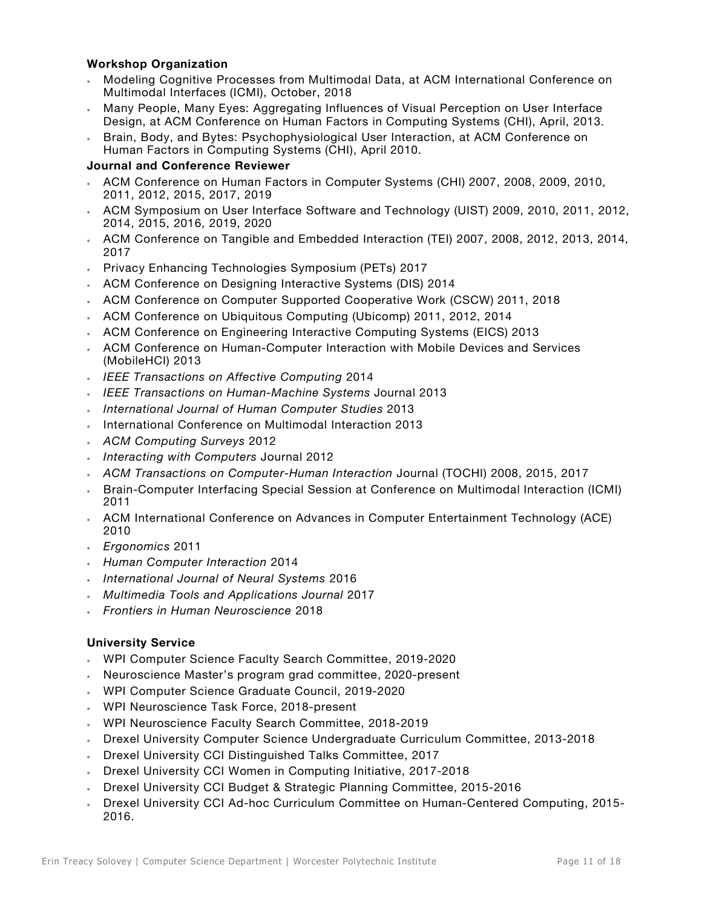**Workshop Organization**

- Modeling Cognitive Processes from Multimodal Data, at ACM International Conference on Multimodal Interfaces (ICMI), October, 2018
- Many People, Many Eyes: Aggregating Influences of Visual Perception on User Interface Design, at ACM Conference on Human Factors in Computing Systems (CHI), April, 2013.
- Brain, Body, and Bytes: Psychophysiological User Interaction, at ACM Conference on Human Factors in Computing Systems (CHI), April 2010.

**Journal and Conference Reviewer**

- ACM Conference on Human Factors in Computer Systems (CHI) 2007, 2008, 2009, 2010, 2011, 2012, 2015, 2017, 2019
- ACM Symposium on User Interface Software and Technology (UIST) 2009, 2010, 2011, 2012, 2014, 2015, 2016, 2019, 2020
- ACM Conference on Tangible and Embedded Interaction (TEI) 2007, 2008, 2012, 2013, 2014, 2017
- Privacy Enhancing Technologies Symposium (PETs) 2017
- ACM Conference on Designing Interactive Systems (DIS) 2014
- ACM Conference on Computer Supported Cooperative Work (CSCW) 2011, 2018
- ACM Conference on Ubiquitous Computing (Ubicomp) 2011, 2012, 2014
- ACM Conference on Engineering Interactive Computing Systems (EICS) 2013
- ACM Conference on Human-Computer Interaction with Mobile Devices and Services (MobileHCI) 2013
- *IEEE Transactions on Affective Computing* 2014
- *IEEE Transactions on Human-Machine Systems* Journal 2013
- *International Journal of Human Computer Studies* 2013
- International Conference on Multimodal Interaction 2013
- *ACM Computing Surveys* 2012
- *Interacting with Computers* Journal 2012
- *ACM Transactions on Computer-Human Interaction* Journal (TOCHI) 2008, 2015, 2017
- Brain-Computer Interfacing Special Session at Conference on Multimodal Interaction (ICMI) 2011
- ACM International Conference on Advances in Computer Entertainment Technology (ACE) 2010
- *Ergonomics* 2011
- *Human Computer Interaction* 2014
- *International Journal of Neural Systems* 2016
- *Multimedia Tools and Applications Journal* 2017
- *Frontiers in Human Neuroscience* 2018

**University Service**

- WPI Computer Science Faculty Search Committee, 2019-2020
- Neuroscience Master's program grad committee, 2020-present
- WPI Computer Science Graduate Council, 2019-2020
- WPI Neuroscience Task Force, 2018-present
- WPI Neuroscience Faculty Search Committee, 2018-2019
- Drexel University Computer Science Undergraduate Curriculum Committee, 2013-2018
- Drexel University CCI Distinguished Talks Committee, 2017
- Drexel University CCI Women in Computing Initiative, 2017-2018
- Drexel University CCI Budget & Strategic Planning Committee, 2015-2016
- Drexel University CCI Ad-hoc Curriculum Committee on Human-Centered Computing, 2015-2016.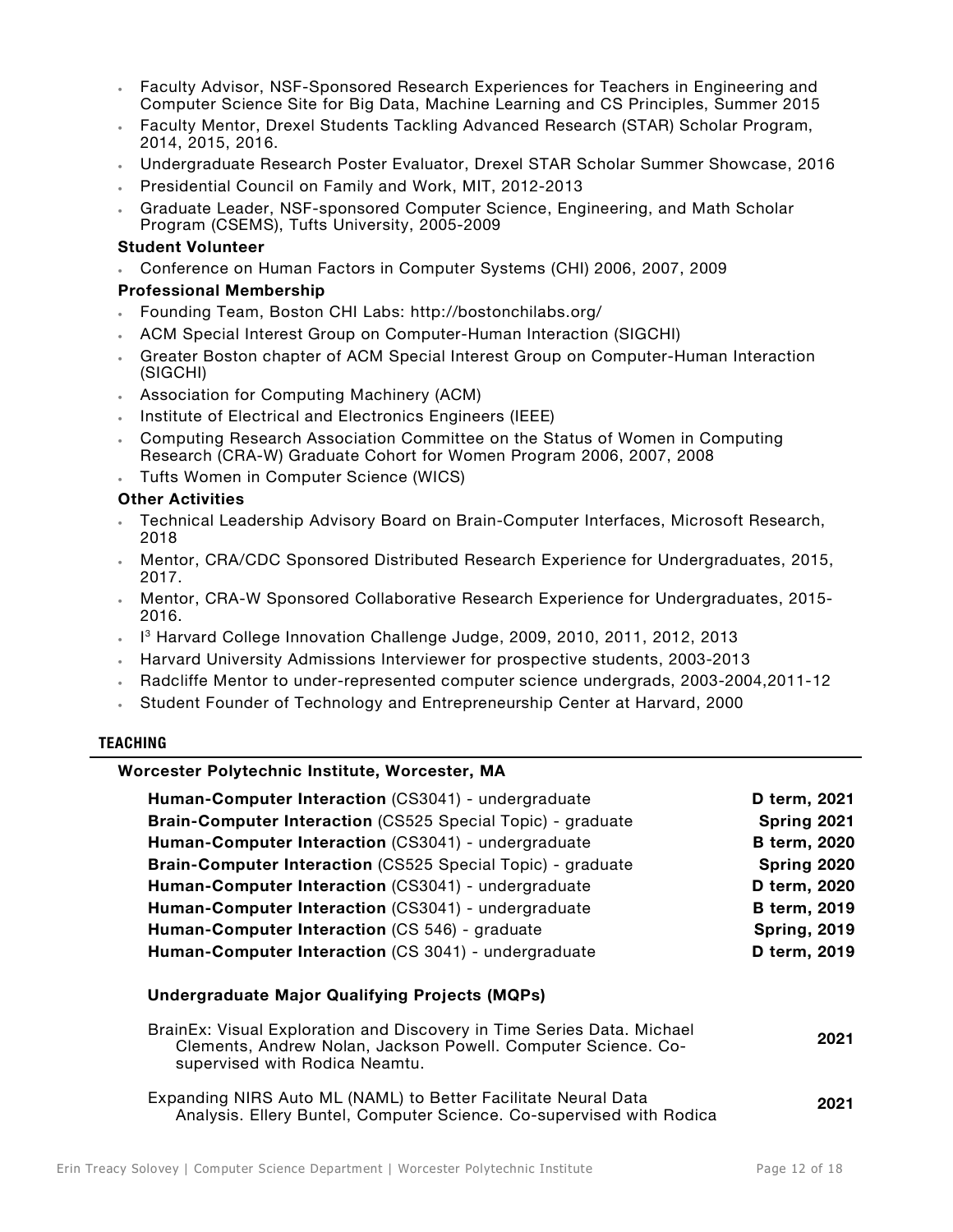- Faculty Advisor, NSF-Sponsored Research Experiences for Teachers in Engineering and Computer Science Site for Big Data, Machine Learning and CS Principles, Summer 2015
- Faculty Mentor, Drexel Students Tackling Advanced Research (STAR) Scholar Program, 2014, 2015, 2016.
- Undergraduate Research Poster Evaluator, Drexel STAR Scholar Summer Showcase, 2016
- Presidential Council on Family and Work, MIT, 2012-2013
- Graduate Leader, NSF-sponsored Computer Science, Engineering, and Math Scholar Program (CSEMS), Tufts University, 2005-2009

### Student Volunteer

- Conference on Human Factors in Computer Systems (CHI) 2006, 2007, 2009

### Professional Membership

- Founding Team, Boston CHI Labs: http://bostonchilabs.org/
- ACM Special Interest Group on Computer-Human Interaction (SIGCHI)
- Greater Boston chapter of ACM Special Interest Group on Computer-Human Interaction (SIGCHI)
- Association for Computing Machinery (ACM)
- Institute of Electrical and Electronics Engineers (IEEE)
- Computing Research Association Committee on the Status of Women in Computing Research (CRA-W) Graduate Cohort for Women Program 2006, 2007, 2008
- Tufts Women in Computer Science (WICS)

### Other Activities

- Technical Leadership Advisory Board on Brain-Computer Interfaces, Microsoft Research, 2018
- Mentor, CRA/CDC Sponsored Distributed Research Experience for Undergraduates, 2015, 2017.
- Mentor, CRA-W Sponsored Collaborative Research Experience for Undergraduates, 2015-2016.
- I$^3$ Harvard College Innovation Challenge Judge, 2009, 2010, 2011, 2012, 2013
- Harvard University Admissions Interviewer for prospective students, 2003-2013
- Radcliffe Mentor to under-represented computer science undergrads, 2003-2004,2011-12
- Student Founder of Technology and Entrepreneurship Center at Harvard, 2000

## TEACHING

### Worcester Polytechnic Institute, Worcester, MA

| Course | Term |
|---|---|
| **Human-Computer Interaction** (CS3041) - undergraduate | **D term, 2021** |
| **Brain-Computer Interaction** (CS525 Special Topic) - graduate | **Spring 2021** |
| **Human-Computer Interaction** (CS3041) - undergraduate | **B term, 2020** |
| **Brain-Computer Interaction** (CS525 Special Topic) - graduate | **Spring 2020** |
| **Human-Computer Interaction** (CS3041) - undergraduate | **D term, 2020** |
| **Human-Computer Interaction** (CS3041) - undergraduate | **B term, 2019** |
| **Human-Computer Interaction** (CS 546) - graduate | **Spring, 2019** |
| **Human-Computer Interaction** (CS 3041) - undergraduate | **D term, 2019** |

#### Undergraduate Major Qualifying Projects (MQPs)

| Project | Year |
|---|---|
| BrainEx: Visual Exploration and Discovery in Time Series Data. Michael Clements, Andrew Nolan, Jackson Powell. Computer Science. Co-supervised with Rodica Neamtu. | **2021** |
| Expanding NIRS Auto ML (NAML) to Better Facilitate Neural Data Analysis. Ellery Buntel, Computer Science. Co-supervised with Rodica | **2021** |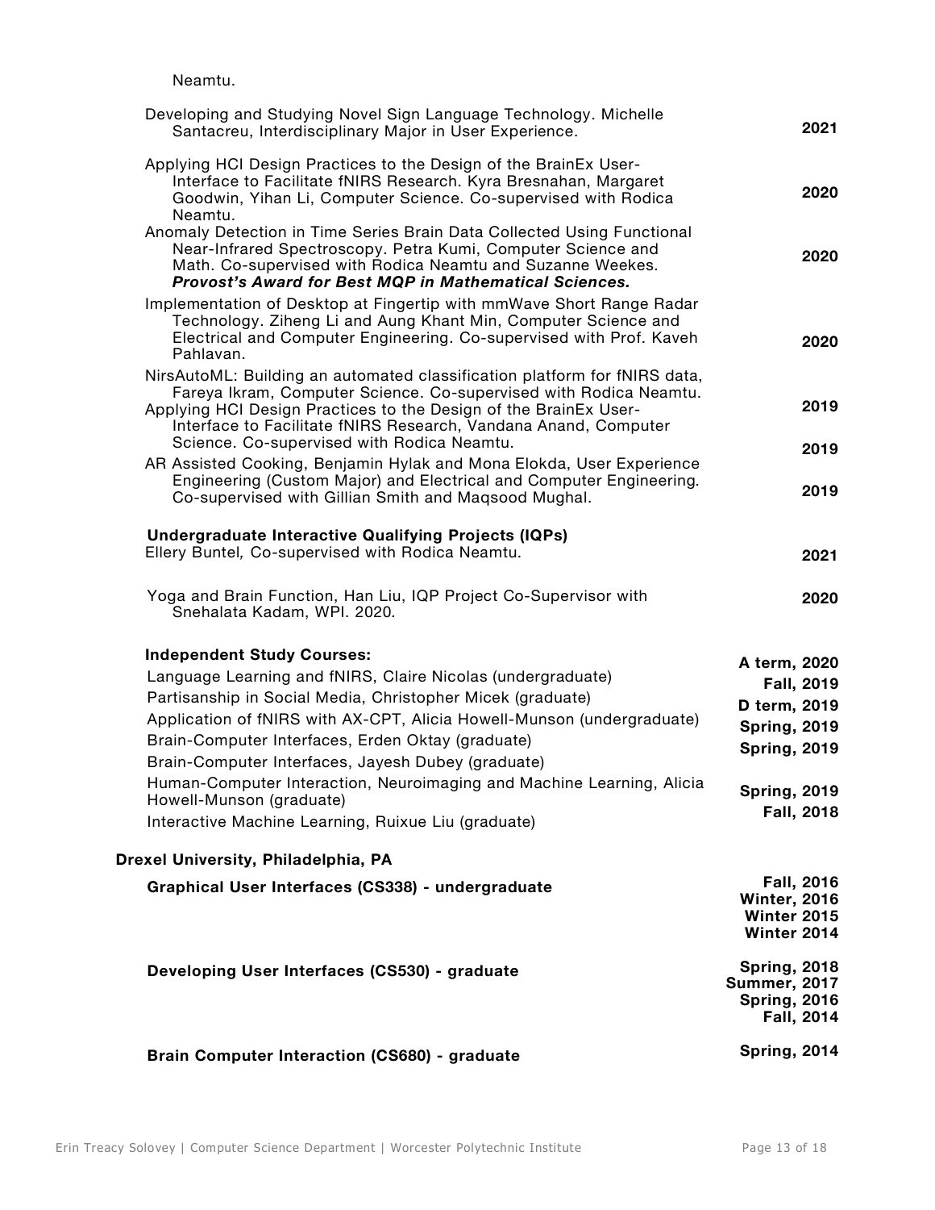Neamtu.

Developing and Studying Novel Sign Language Technology. Michelle Santacreu, Interdisciplinary Major in User Experience. **2021**

Applying HCI Design Practices to the Design of the BrainEx User-Interface to Facilitate fNIRS Research. Kyra Bresnahan, Margaret Goodwin, Yihan Li, Computer Science. Co-supervised with Rodica Neamtu. **2020**

Anomaly Detection in Time Series Brain Data Collected Using Functional Near-Infrared Spectroscopy. Petra Kumi, Computer Science and Math. Co-supervised with Rodica Neamtu and Suzanne Weekes. ***Provost's Award for Best MQP in Mathematical Sciences.*** **2020**

Implementation of Desktop at Fingertip with mmWave Short Range Radar Technology. Ziheng Li and Aung Khant Min, Computer Science and Electrical and Computer Engineering. Co-supervised with Prof. Kaveh Pahlavan. **2020**

NirsAutoML: Building an automated classification platform for fNIRS data, Fareya Ikram, Computer Science. Co-supervised with Rodica Neamtu. **2019**

Applying HCI Design Practices to the Design of the BrainEx User-Interface to Facilitate fNIRS Research, Vandana Anand, Computer Science. Co-supervised with Rodica Neamtu. **2019**

AR Assisted Cooking, Benjamin Hylak and Mona Elokda, User Experience Engineering (Custom Major) and Electrical and Computer Engineering. Co-supervised with Gillian Smith and Maqsood Mughal. **2019**

**Undergraduate Interactive Qualifying Projects (IQPs)**

Ellery Buntel*,* Co-supervised with Rodica Neamtu. **2021**

Yoga and Brain Function, Han Liu, IQP Project Co-Supervisor with Snehalata Kadam, WPI. 2020. **2020**

**Independent Study Courses:**

- Language Learning and fNIRS, Claire Nicolas (undergraduate) — **A term, 2020**
- Partisanship in Social Media, Christopher Micek (graduate) — **Fall, 2019**
- Application of fNIRS with AX-CPT, Alicia Howell-Munson (undergraduate) — **D term, 2019**
- Brain-Computer Interfaces, Erden Oktay (graduate) — **Spring, 2019**
- Brain-Computer Interfaces, Jayesh Dubey (graduate) — **Spring, 2019**
- Human-Computer Interaction, Neuroimaging and Machine Learning, Alicia Howell-Munson (graduate) — **Spring, 2019**
- Interactive Machine Learning, Ruixue Liu (graduate) — **Fall, 2018**

**Drexel University, Philadelphia, PA**

**Graphical User Interfaces (CS338) - undergraduate** — **Fall, 2016; Winter, 2016; Winter 2015; Winter 2014**

**Developing User Interfaces (CS530) - graduate** — **Spring, 2018; Summer, 2017; Spring, 2016; Fall, 2014**

**Brain Computer Interaction (CS680) - graduate** — **Spring, 2014**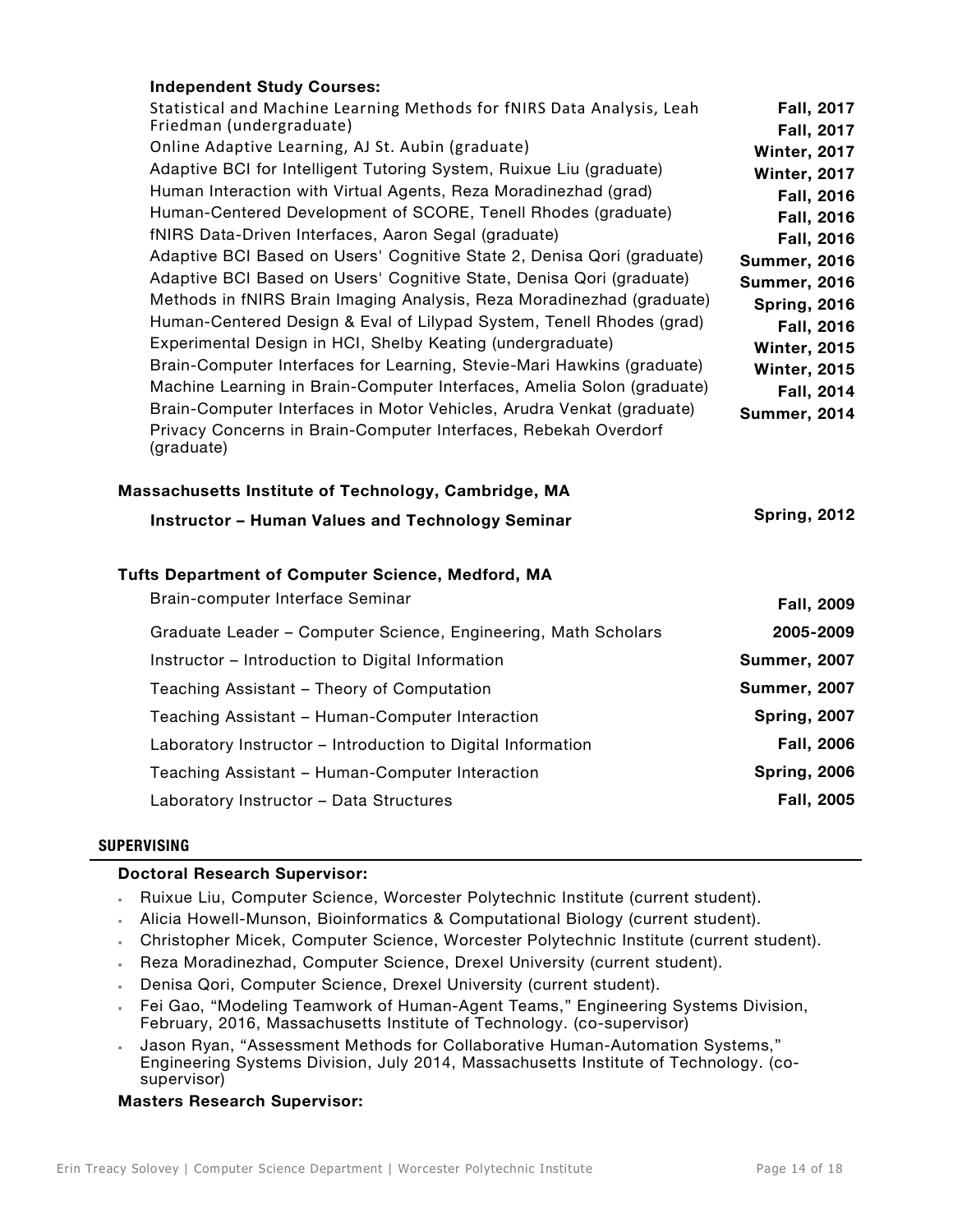**Independent Study Courses:**

| Course | Term |
|---|---|
| Statistical and Machine Learning Methods for fNIRS Data Analysis, Leah Friedman (undergraduate) | Fall, 2017 |
| Online Adaptive Learning, AJ St. Aubin (graduate) | Fall, 2017 |
| Adaptive BCI for Intelligent Tutoring System, Ruixue Liu (graduate) | Winter, 2017 |
| Human Interaction with Virtual Agents, Reza Moradinezhad (grad) | Winter, 2017 |
| Human-Centered Development of SCORE, Tenell Rhodes (graduate) | Fall, 2016 |
| fNIRS Data-Driven Interfaces, Aaron Segal (graduate) | Fall, 2016 |
| Adaptive BCI Based on Users' Cognitive State 2, Denisa Qori (graduate) | Fall, 2016 |
| Adaptive BCI Based on Users' Cognitive State, Denisa Qori (graduate) | Summer, 2016 |
| Methods in fNIRS Brain Imaging Analysis, Reza Moradinezhad (graduate) | Summer, 2016 |
| Human-Centered Design & Eval of Lilypad System, Tenell Rhodes (grad) | Spring, 2016 |
| Experimental Design in HCI, Shelby Keating (undergraduate) | Fall, 2016 |
| Brain-Computer Interfaces for Learning, Stevie-Mari Hawkins (graduate) | Winter, 2015 |
| Machine Learning in Brain-Computer Interfaces, Amelia Solon (graduate) | Winter, 2015 |
| Brain-Computer Interfaces in Motor Vehicles, Arudra Venkat (graduate) | Fall, 2014 |
| Privacy Concerns in Brain-Computer Interfaces, Rebekah Overdorf (graduate) | Summer, 2014 |

**Massachusetts Institute of Technology, Cambridge, MA**

**Instructor – Human Values and Technology Seminar** — **Spring, 2012**

**Tufts Department of Computer Science, Medford, MA**

| Role | Term |
|---|---|
| Brain-computer Interface Seminar | Fall, 2009 |
| Graduate Leader – Computer Science, Engineering, Math Scholars | 2005-2009 |
| Instructor – Introduction to Digital Information | Summer, 2007 |
| Teaching Assistant – Theory of Computation | Summer, 2007 |
| Teaching Assistant – Human-Computer Interaction | Spring, 2007 |
| Laboratory Instructor – Introduction to Digital Information | Fall, 2006 |
| Teaching Assistant – Human-Computer Interaction | Spring, 2006 |
| Laboratory Instructor – Data Structures | Fall, 2005 |

## SUPERVISING

**Doctoral Research Supervisor:**

- Ruixue Liu, Computer Science, Worcester Polytechnic Institute (current student).
- Alicia Howell-Munson, Bioinformatics & Computational Biology (current student).
- Christopher Micek, Computer Science, Worcester Polytechnic Institute (current student).
- Reza Moradinezhad, Computer Science, Drexel University (current student).
- Denisa Qori, Computer Science, Drexel University (current student).
- Fei Gao, "Modeling Teamwork of Human-Agent Teams," Engineering Systems Division, February, 2016, Massachusetts Institute of Technology. (co-supervisor)
- Jason Ryan, "Assessment Methods for Collaborative Human-Automation Systems," Engineering Systems Division, July 2014, Massachusetts Institute of Technology. (co-supervisor)

**Masters Research Supervisor:**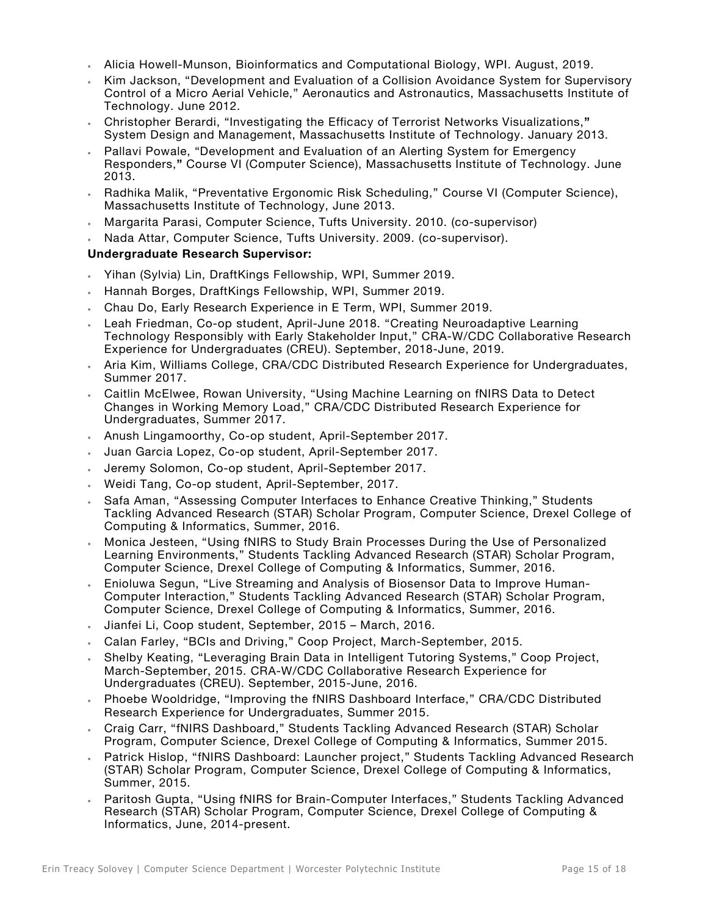- Alicia Howell-Munson, Bioinformatics and Computational Biology, WPI. August, 2019.
- Kim Jackson, "Development and Evaluation of a Collision Avoidance System for Supervisory Control of a Micro Aerial Vehicle," Aeronautics and Astronautics, Massachusetts Institute of Technology. June 2012.
- Christopher Berardi, "Investigating the Efficacy of Terrorist Networks Visualizations," System Design and Management, Massachusetts Institute of Technology. January 2013.
- Pallavi Powale, "Development and Evaluation of an Alerting System for Emergency Responders," Course VI (Computer Science), Massachusetts Institute of Technology. June 2013.
- Radhika Malik, "Preventative Ergonomic Risk Scheduling," Course VI (Computer Science), Massachusetts Institute of Technology, June 2013.
- Margarita Parasi, Computer Science, Tufts University. 2010. (co-supervisor)
- Nada Attar, Computer Science, Tufts University. 2009. (co-supervisor).

**Undergraduate Research Supervisor:**

- Yihan (Sylvia) Lin, DraftKings Fellowship, WPI, Summer 2019.
- Hannah Borges, DraftKings Fellowship, WPI, Summer 2019.
- Chau Do, Early Research Experience in E Term, WPI, Summer 2019.
- Leah Friedman, Co-op student, April-June 2018. "Creating Neuroadaptive Learning Technology Responsibly with Early Stakeholder Input," CRA-W/CDC Collaborative Research Experience for Undergraduates (CREU). September, 2018-June, 2019.
- Aria Kim, Williams College, CRA/CDC Distributed Research Experience for Undergraduates, Summer 2017.
- Caitlin McElwee, Rowan University, "Using Machine Learning on fNIRS Data to Detect Changes in Working Memory Load," CRA/CDC Distributed Research Experience for Undergraduates, Summer 2017.
- Anush Lingamoorthy, Co-op student, April-September 2017.
- Juan Garcia Lopez, Co-op student, April-September 2017.
- Jeremy Solomon, Co-op student, April-September 2017.
- Weidi Tang, Co-op student, April-September, 2017.
- Safa Aman, "Assessing Computer Interfaces to Enhance Creative Thinking," Students Tackling Advanced Research (STAR) Scholar Program, Computer Science, Drexel College of Computing & Informatics, Summer, 2016.
- Monica Jesteen, "Using fNIRS to Study Brain Processes During the Use of Personalized Learning Environments," Students Tackling Advanced Research (STAR) Scholar Program, Computer Science, Drexel College of Computing & Informatics, Summer, 2016.
- Enioluwa Segun, "Live Streaming and Analysis of Biosensor Data to Improve Human-Computer Interaction," Students Tackling Advanced Research (STAR) Scholar Program, Computer Science, Drexel College of Computing & Informatics, Summer, 2016.
- Jianfei Li, Coop student, September, 2015 – March, 2016.
- Calan Farley, "BCIs and Driving," Coop Project, March-September, 2015.
- Shelby Keating, "Leveraging Brain Data in Intelligent Tutoring Systems," Coop Project, March-September, 2015. CRA-W/CDC Collaborative Research Experience for Undergraduates (CREU). September, 2015-June, 2016.
- Phoebe Wooldridge, "Improving the fNIRS Dashboard Interface," CRA/CDC Distributed Research Experience for Undergraduates, Summer 2015.
- Craig Carr, "fNIRS Dashboard," Students Tackling Advanced Research (STAR) Scholar Program, Computer Science, Drexel College of Computing & Informatics, Summer 2015.
- Patrick Hislop, "fNIRS Dashboard: Launcher project," Students Tackling Advanced Research (STAR) Scholar Program, Computer Science, Drexel College of Computing & Informatics, Summer, 2015.
- Paritosh Gupta, "Using fNIRS for Brain-Computer Interfaces," Students Tackling Advanced Research (STAR) Scholar Program, Computer Science, Drexel College of Computing & Informatics, June, 2014-present.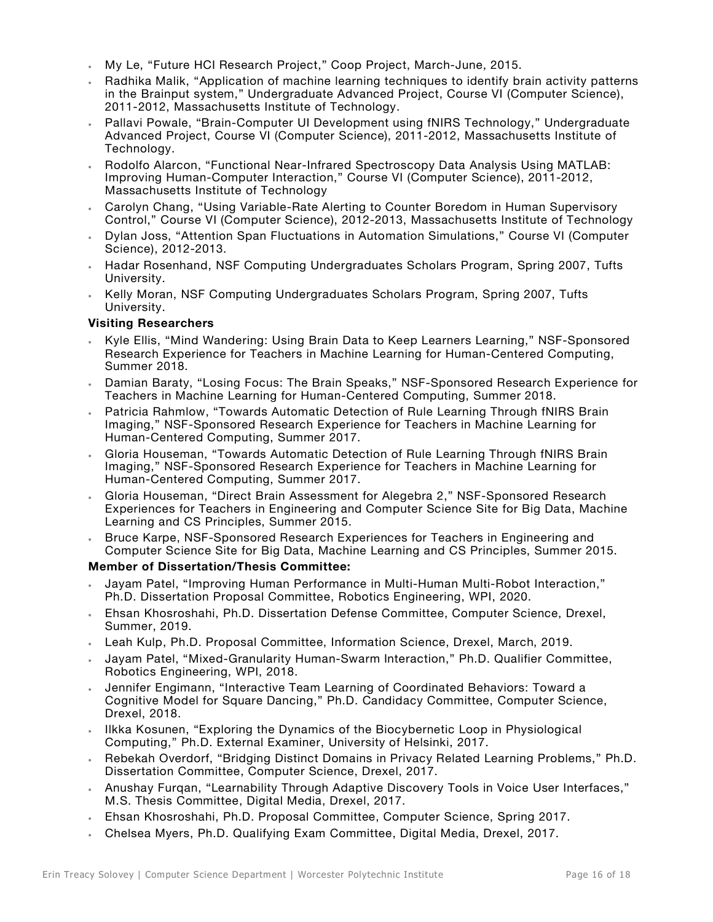- My Le, "Future HCI Research Project," Coop Project, March-June, 2015.
- Radhika Malik, "Application of machine learning techniques to identify brain activity patterns in the Brainput system," Undergraduate Advanced Project, Course VI (Computer Science), 2011-2012, Massachusetts Institute of Technology.
- Pallavi Powale, "Brain-Computer UI Development using fNIRS Technology," Undergraduate Advanced Project, Course VI (Computer Science), 2011-2012, Massachusetts Institute of Technology.
- Rodolfo Alarcon, "Functional Near-Infrared Spectroscopy Data Analysis Using MATLAB: Improving Human-Computer Interaction," Course VI (Computer Science), 2011-2012, Massachusetts Institute of Technology
- Carolyn Chang, "Using Variable-Rate Alerting to Counter Boredom in Human Supervisory Control," Course VI (Computer Science), 2012-2013, Massachusetts Institute of Technology
- Dylan Joss, "Attention Span Fluctuations in Automation Simulations," Course VI (Computer Science), 2012-2013.
- Hadar Rosenhand, NSF Computing Undergraduates Scholars Program, Spring 2007, Tufts University.
- Kelly Moran, NSF Computing Undergraduates Scholars Program, Spring 2007, Tufts University.

**Visiting Researchers**

- Kyle Ellis, "Mind Wandering: Using Brain Data to Keep Learners Learning," NSF-Sponsored Research Experience for Teachers in Machine Learning for Human-Centered Computing, Summer 2018.
- Damian Baraty, "Losing Focus: The Brain Speaks," NSF-Sponsored Research Experience for Teachers in Machine Learning for Human-Centered Computing, Summer 2018.
- Patricia Rahmlow, "Towards Automatic Detection of Rule Learning Through fNIRS Brain Imaging," NSF-Sponsored Research Experience for Teachers in Machine Learning for Human-Centered Computing, Summer 2017.
- Gloria Houseman, "Towards Automatic Detection of Rule Learning Through fNIRS Brain Imaging," NSF-Sponsored Research Experience for Teachers in Machine Learning for Human-Centered Computing, Summer 2017.
- Gloria Houseman, "Direct Brain Assessment for Alegebra 2," NSF-Sponsored Research Experiences for Teachers in Engineering and Computer Science Site for Big Data, Machine Learning and CS Principles, Summer 2015.
- Bruce Karpe, NSF-Sponsored Research Experiences for Teachers in Engineering and Computer Science Site for Big Data, Machine Learning and CS Principles, Summer 2015.

**Member of Dissertation/Thesis Committee:**

- Jayam Patel, "Improving Human Performance in Multi-Human Multi-Robot Interaction," Ph.D. Dissertation Proposal Committee, Robotics Engineering, WPI, 2020.
- Ehsan Khosroshahi, Ph.D. Dissertation Defense Committee, Computer Science, Drexel, Summer, 2019.
- Leah Kulp, Ph.D. Proposal Committee, Information Science, Drexel, March, 2019.
- Jayam Patel, "Mixed-Granularity Human-Swarm Interaction," Ph.D. Qualifier Committee, Robotics Engineering, WPI, 2018.
- Jennifer Engimann, "Interactive Team Learning of Coordinated Behaviors: Toward a Cognitive Model for Square Dancing," Ph.D. Candidacy Committee, Computer Science, Drexel, 2018.
- Ilkka Kosunen, "Exploring the Dynamics of the Biocybernetic Loop in Physiological Computing," Ph.D. External Examiner, University of Helsinki, 2017.
- Rebekah Overdorf, "Bridging Distinct Domains in Privacy Related Learning Problems," Ph.D. Dissertation Committee, Computer Science, Drexel, 2017.
- Anushay Furqan, "Learnability Through Adaptive Discovery Tools in Voice User Interfaces," M.S. Thesis Committee, Digital Media, Drexel, 2017.
- Ehsan Khosroshahi, Ph.D. Proposal Committee, Computer Science, Spring 2017.
- Chelsea Myers, Ph.D. Qualifying Exam Committee, Digital Media, Drexel, 2017.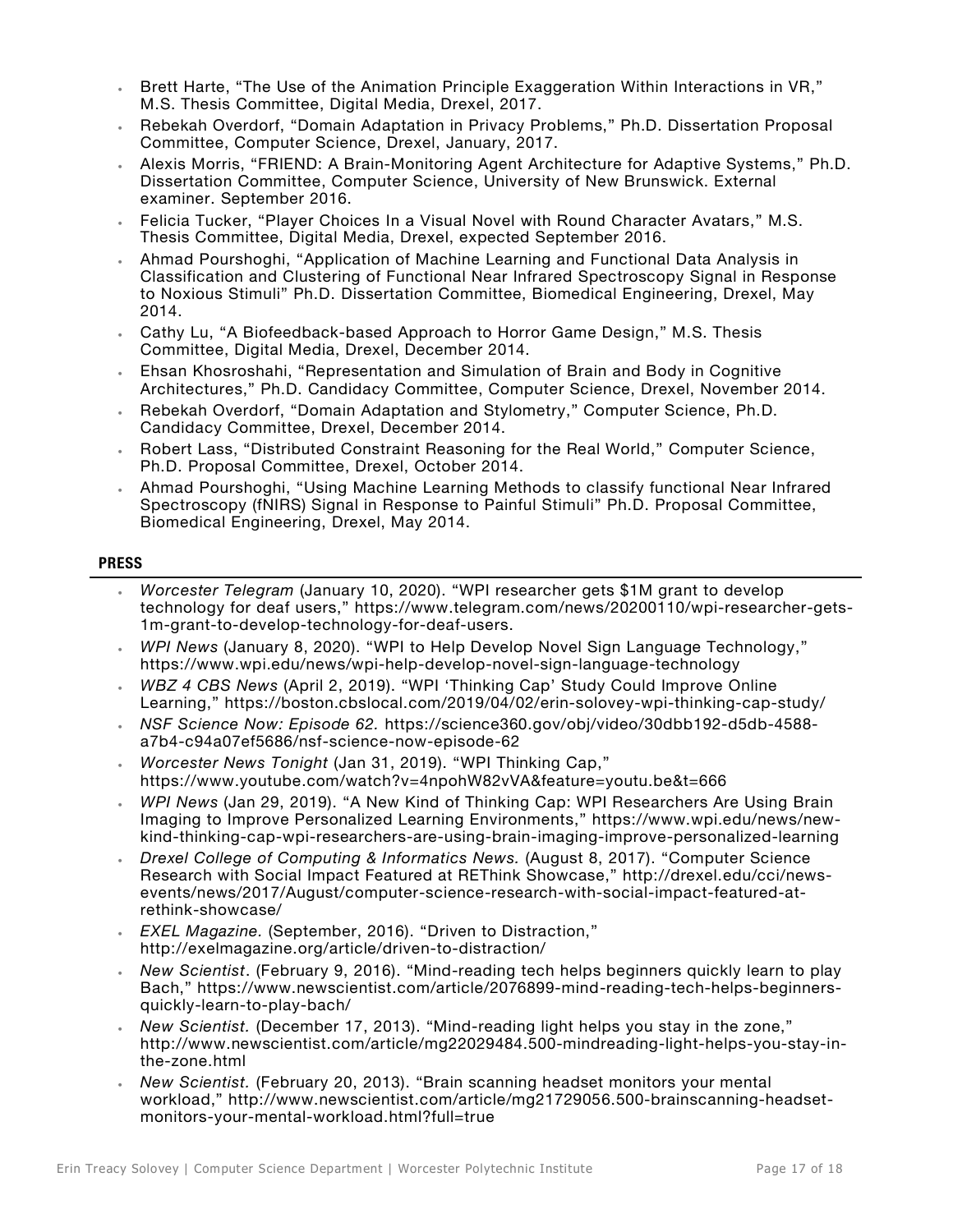- Brett Harte, “The Use of the Animation Principle Exaggeration Within Interactions in VR,” M.S. Thesis Committee, Digital Media, Drexel, 2017.
- Rebekah Overdorf, “Domain Adaptation in Privacy Problems,” Ph.D. Dissertation Proposal Committee, Computer Science, Drexel, January, 2017.
- Alexis Morris, “FRIEND: A Brain-Monitoring Agent Architecture for Adaptive Systems,” Ph.D. Dissertation Committee, Computer Science, University of New Brunswick. External examiner. September 2016.
- Felicia Tucker, “Player Choices In a Visual Novel with Round Character Avatars,” M.S. Thesis Committee, Digital Media, Drexel, expected September 2016.
- Ahmad Pourshoghi, “Application of Machine Learning and Functional Data Analysis in Classification and Clustering of Functional Near Infrared Spectroscopy Signal in Response to Noxious Stimuli” Ph.D. Dissertation Committee, Biomedical Engineering, Drexel, May 2014.
- Cathy Lu, “A Biofeedback-based Approach to Horror Game Design,” M.S. Thesis Committee, Digital Media, Drexel, December 2014.
- Ehsan Khosroshahi, “Representation and Simulation of Brain and Body in Cognitive Architectures,” Ph.D. Candidacy Committee, Computer Science, Drexel, November 2014.
- Rebekah Overdorf, “Domain Adaptation and Stylometry,” Computer Science, Ph.D. Candidacy Committee, Drexel, December 2014.
- Robert Lass, “Distributed Constraint Reasoning for the Real World,” Computer Science, Ph.D. Proposal Committee, Drexel, October 2014.
- Ahmad Pourshoghi, “Using Machine Learning Methods to classify functional Near Infrared Spectroscopy (fNIRS) Signal in Response to Painful Stimuli” Ph.D. Proposal Committee, Biomedical Engineering, Drexel, May 2014.

## PRESS

- *Worcester Telegram* (January 10, 2020). “WPI researcher gets $1M grant to develop technology for deaf users,” https://www.telegram.com/news/20200110/wpi-researcher-gets-1m-grant-to-develop-technology-for-deaf-users.
- *WPI News* (January 8, 2020). “WPI to Help Develop Novel Sign Language Technology,” https://www.wpi.edu/news/wpi-help-develop-novel-sign-language-technology
- *WBZ 4 CBS News* (April 2, 2019). “WPI ‘Thinking Cap’ Study Could Improve Online Learning,” https://boston.cbslocal.com/2019/04/02/erin-solovey-wpi-thinking-cap-study/
- *NSF Science Now: Episode 62.* https://science360.gov/obj/video/30dbb192-d5db-4588-a7b4-c94a07ef5686/nsf-science-now-episode-62
- *Worcester News Tonight* (Jan 31, 2019). “WPI Thinking Cap,” https://www.youtube.com/watch?v=4npohW82vVA&feature=youtu.be&t=666
- *WPI News* (Jan 29, 2019). “A New Kind of Thinking Cap: WPI Researchers Are Using Brain Imaging to Improve Personalized Learning Environments,” https://www.wpi.edu/news/new-kind-thinking-cap-wpi-researchers-are-using-brain-imaging-improve-personalized-learning
- *Drexel College of Computing & Informatics News.* (August 8, 2017). “Computer Science Research with Social Impact Featured at REThink Showcase,” http://drexel.edu/cci/news-events/news/2017/August/computer-science-research-with-social-impact-featured-at-rethink-showcase/
- *EXEL Magazine.* (September, 2016). “Driven to Distraction,” http://exelmagazine.org/article/driven-to-distraction/
- *New Scientist*. (February 9, 2016). “Mind-reading tech helps beginners quickly learn to play Bach,” https://www.newscientist.com/article/2076899-mind-reading-tech-helps-beginners-quickly-learn-to-play-bach/
- *New Scientist.* (December 17, 2013). “Mind-reading light helps you stay in the zone,” http://www.newscientist.com/article/mg22029484.500-mindreading-light-helps-you-stay-in-the-zone.html
- *New Scientist.* (February 20, 2013). “Brain scanning headset monitors your mental workload,” http://www.newscientist.com/article/mg21729056.500-brainscanning-headset-monitors-your-mental-workload.html?full=true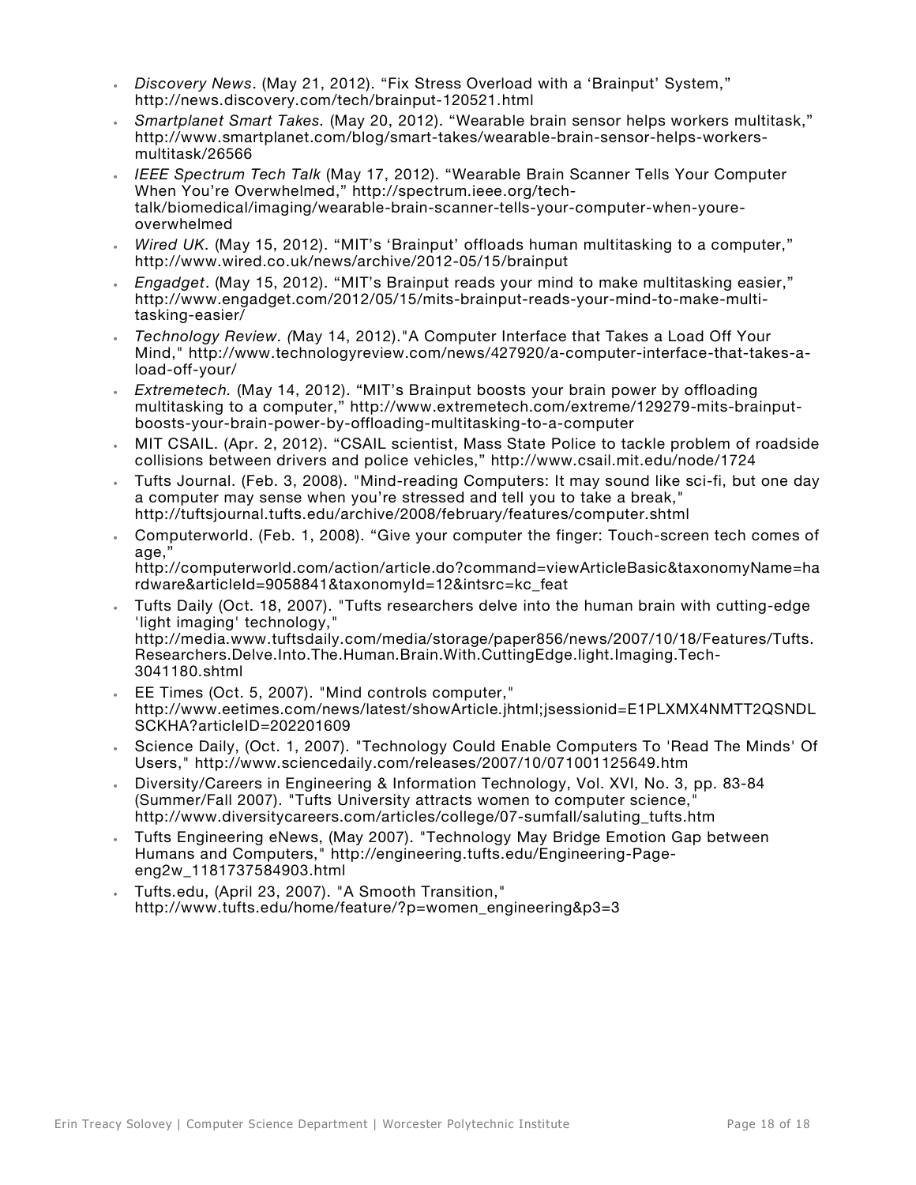- *Discovery News*. (May 21, 2012). "Fix Stress Overload with a 'Brainput' System," http://news.discovery.com/tech/brainput-120521.html
- *Smartplanet Smart Takes.* (May 20, 2012). "Wearable brain sensor helps workers multitask," http://www.smartplanet.com/blog/smart-takes/wearable-brain-sensor-helps-workers-multitask/26566
- *IEEE Spectrum Tech Talk* (May 17, 2012). "Wearable Brain Scanner Tells Your Computer When You're Overwhelmed," http://spectrum.ieee.org/tech-talk/biomedical/imaging/wearable-brain-scanner-tells-your-computer-when-youre-overwhelmed
- *Wired UK.* (May 15, 2012). "MIT's 'Brainput' offloads human multitasking to a computer," http://www.wired.co.uk/news/archive/2012-05/15/brainput
- *Engadget*. (May 15, 2012). "MIT's Brainput reads your mind to make multitasking easier," http://www.engadget.com/2012/05/15/mits-brainput-reads-your-mind-to-make-multi-tasking-easier/
- *Technology Review. (*May 14, 2012)."A Computer Interface that Takes a Load Off Your Mind," http://www.technologyreview.com/news/427920/a-computer-interface-that-takes-a-load-off-your/
- *Extremetech.* (May 14, 2012). "MIT's Brainput boosts your brain power by offloading multitasking to a computer," http://www.extremetech.com/extreme/129279-mits-brainput-boosts-your-brain-power-by-offloading-multitasking-to-a-computer
- MIT CSAIL. (Apr. 2, 2012). "CSAIL scientist, Mass State Police to tackle problem of roadside collisions between drivers and police vehicles," http://www.csail.mit.edu/node/1724
- Tufts Journal. (Feb. 3, 2008). "Mind-reading Computers: It may sound like sci-fi, but one day a computer may sense when you're stressed and tell you to take a break," http://tuftsjournal.tufts.edu/archive/2008/february/features/computer.shtml
- Computerworld. (Feb. 1, 2008). "Give your computer the finger: Touch-screen tech comes of age," http://computerworld.com/action/article.do?command=viewArticleBasic&taxonomyName=hardware&articleId=9058841&taxonomyId=12&intsrc=kc_feat
- Tufts Daily (Oct. 18, 2007). "Tufts researchers delve into the human brain with cutting-edge 'light imaging' technology," http://media.www.tuftsdaily.com/media/storage/paper856/news/2007/10/18/Features/Tufts.Researchers.Delve.Into.The.Human.Brain.With.CuttingEdge.light.Imaging.Tech-3041180.shtml
- EE Times (Oct. 5, 2007). "Mind controls computer," http://www.eetimes.com/news/latest/showArticle.jhtml;jsessionid=E1PLXMX4NMTT2QSNDLSCKHA?articleID=202201609
- Science Daily, (Oct. 1, 2007). "Technology Could Enable Computers To 'Read The Minds' Of Users," http://www.sciencedaily.com/releases/2007/10/071001125649.htm
- Diversity/Careers in Engineering & Information Technology, Vol. XVI, No. 3, pp. 83-84 (Summer/Fall 2007). "Tufts University attracts women to computer science," http://www.diversitycareers.com/articles/college/07-sumfall/saluting_tufts.htm
- Tufts Engineering eNews, (May 2007). "Technology May Bridge Emotion Gap between Humans and Computers," http://engineering.tufts.edu/Engineering-Page-eng2w_1181737584903.html
- Tufts.edu, (April 23, 2007). "A Smooth Transition," http://www.tufts.edu/home/feature/?p=women_engineering&p3=3